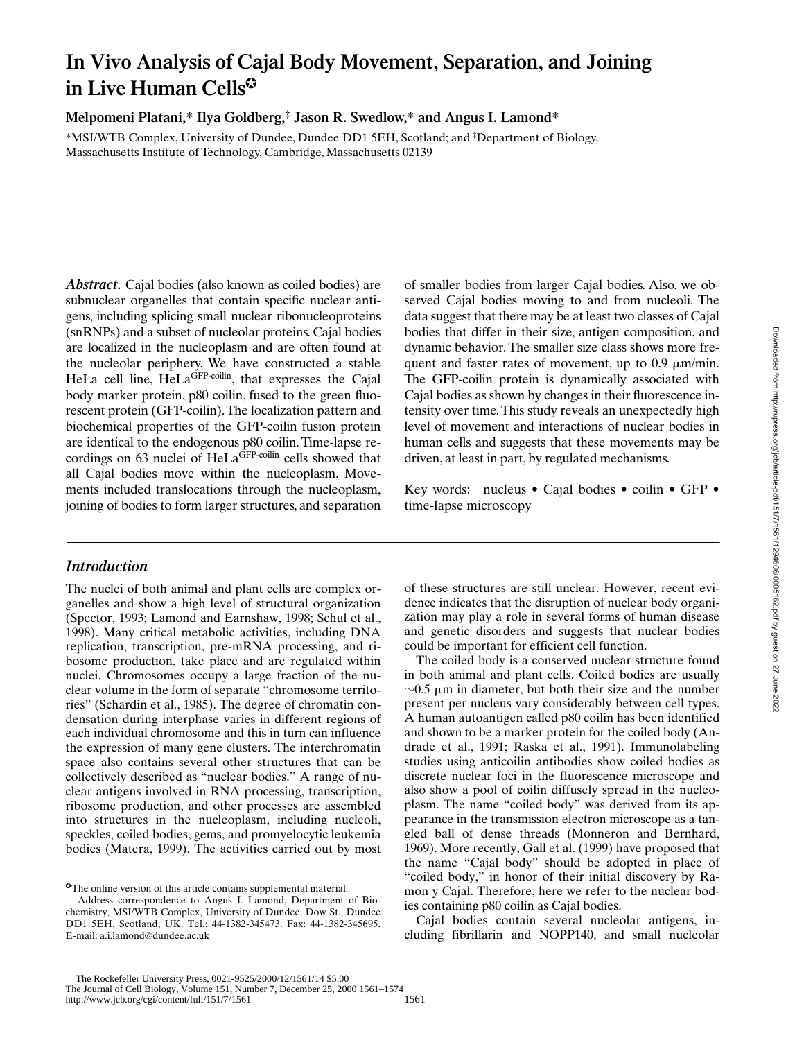# In Vivo Analysis of Cajal Body Movement, Separation, and Joining in Live Human Cells

**Melpomeni Platani,* Ilya Goldberg,‡ Jason R. Swedlow,* and Angus I. Lamond***

*MSI/WTB Complex, University of Dundee, Dundee DD1 5EH, Scotland; and ‡Department of Biology, Massachusetts Institute of Technology, Cambridge, Massachusetts 02139

***Abstract.*** Cajal bodies (also known as coiled bodies) are subnuclear organelles that contain specific nuclear antigens, including splicing small nuclear ribonucleoproteins (snRNPs) and a subset of nucleolar proteins. Cajal bodies are localized in the nucleoplasm and are often found at the nucleolar periphery. We have constructed a stable HeLa cell line, HeLa$^{GFP\text{-}coilin}$, that expresses the Cajal body marker protein, p80 coilin, fused to the green fluorescent protein (GFP-coilin). The localization pattern and biochemical properties of the GFP-coilin fusion protein are identical to the endogenous p80 coilin. Time-lapse recordings on 63 nuclei of HeLa$^{GFP\text{-}coilin}$ cells showed that all Cajal bodies move within the nucleoplasm. Movements included translocations through the nucleoplasm, joining of bodies to form larger structures, and separation of smaller bodies from larger Cajal bodies. Also, we observed Cajal bodies moving to and from nucleoli. The data suggest that there may be at least two classes of Cajal bodies that differ in their size, antigen composition, and dynamic behavior. The smaller size class shows more frequent and faster rates of movement, up to 0.9 μm/min. The GFP-coilin protein is dynamically associated with Cajal bodies as shown by changes in their fluorescence intensity over time. This study reveals an unexpectedly high level of movement and interactions of nuclear bodies in human cells and suggests that these movements may be driven, at least in part, by regulated mechanisms.

Key words: nucleus • Cajal bodies • coilin • GFP • time-lapse microscopy

## Introduction

The nuclei of both animal and plant cells are complex organelles and show a high level of structural organization (Spector, 1993; Lamond and Earnshaw, 1998; Schul et al., 1998). Many critical metabolic activities, including DNA replication, transcription, pre-mRNA processing, and ribosome production, take place and are regulated within nuclei. Chromosomes occupy a large fraction of the nuclear volume in the form of separate "chromosome territories" (Schardin et al., 1985). The degree of chromatin condensation during interphase varies in different regions of each individual chromosome and this in turn can influence the expression of many gene clusters. The interchromatin space also contains several other structures that can be collectively described as "nuclear bodies." A range of nuclear antigens involved in RNA processing, transcription, ribosome production, and other processes are assembled into structures in the nucleoplasm, including nucleoli, speckles, coiled bodies, gems, and promyelocytic leukemia bodies (Matera, 1999). The activities carried out by most of these structures are still unclear. However, recent evidence indicates that the disruption of nuclear body organization may play a role in several forms of human disease and genetic disorders and suggests that nuclear bodies could be important for efficient cell function.

The coiled body is a conserved nuclear structure found in both animal and plant cells. Coiled bodies are usually ~0.5 μm in diameter, but both their size and the number present per nucleus vary considerably between cell types. A human autoantigen called p80 coilin has been identified and shown to be a marker protein for the coiled body (Andrade et al., 1991; Raska et al., 1991). Immunolabeling studies using anticoilin antibodies show coiled bodies as discrete nuclear foci in the fluorescence microscope and also show a pool of coilin diffusely spread in the nucleoplasm. The name "coiled body" was derived from its appearance in the transmission electron microscope as a tangled ball of dense threads (Monneron and Bernhard, 1969). More recently, Gall et al. (1999) have proposed that the name "Cajal body" should be adopted in place of "coiled body," in honor of their initial discovery by Ramon y Cajal. Therefore, here we refer to the nuclear bodies containing p80 coilin as Cajal bodies.

Cajal bodies contain several nucleolar antigens, including fibrillarin and NOPP140, and small nucleolar

The online version of this article contains supplemental material.

Address correspondence to Angus I. Lamond, Department of Biochemistry, MSI/WTB Complex, University of Dundee, Dow St., Dundee DD1 5EH, Scotland, UK. Tel.: 44-1382-345473. Fax: 44-1382-345695. E-mail: a.i.lamond@dundee.ac.uk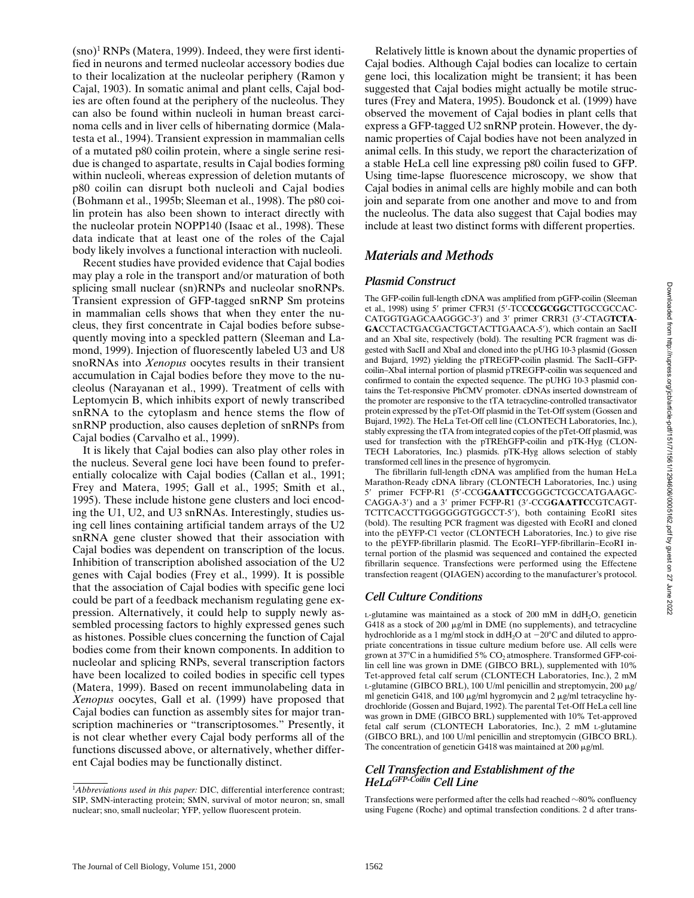(sno)[1] RNPs (Matera, 1999). Indeed, they were first identified in neurons and termed nucleolar accessory bodies due to their localization at the nucleolar periphery (Ramon y Cajal, 1903). In somatic animal and plant cells, Cajal bodies are often found at the periphery of the nucleolus. They can also be found within nucleoli in human breast carcinoma cells and in liver cells of hibernating dormice (Malatesta et al., 1994). Transient expression in mammalian cells of a mutated p80 coilin protein, where a single serine residue is changed to aspartate, results in Cajal bodies forming within nucleoli, whereas expression of deletion mutants of p80 coilin can disrupt both nucleoli and Cajal bodies (Bohmann et al., 1995b; Sleeman et al., 1998). The p80 coilin protein has also been shown to interact directly with the nucleolar protein NOPP140 (Isaac et al., 1998). These data indicate that at least one of the roles of the Cajal body likely involves a functional interaction with nucleoli.

Recent studies have provided evidence that Cajal bodies may play a role in the transport and/or maturation of both splicing small nuclear (sn)RNPs and nucleolar snoRNPs. Transient expression of GFP-tagged snRNP Sm proteins in mammalian cells shows that when they enter the nucleus, they first concentrate in Cajal bodies before subsequently moving into a speckled pattern (Sleeman and Lamond, 1999). Injection of fluorescently labeled U3 and U8 snoRNAs into *Xenopus* oocytes results in their transient accumulation in Cajal bodies before they move to the nucleolus (Narayanan et al., 1999). Treatment of cells with Leptomycin B, which inhibits export of newly transcribed snRNA to the cytoplasm and hence stems the flow of snRNP production, also causes depletion of snRNPs from Cajal bodies (Carvalho et al., 1999).

It is likely that Cajal bodies can also play other roles in the nucleus. Several gene loci have been found to preferentially colocalize with Cajal bodies (Callan et al., 1991; Frey and Matera, 1995; Gall et al., 1995; Smith et al., 1995). These include histone gene clusters and loci encoding the U1, U2, and U3 snRNAs. Interestingly, studies using cell lines containing artificial tandem arrays of the U2 snRNA gene cluster showed that their association with Cajal bodies was dependent on transcription of the locus. Inhibition of transcription abolished association of the U2 genes with Cajal bodies (Frey et al., 1999). It is possible that the association of Cajal bodies with specific gene loci could be part of a feedback mechanism regulating gene expression. Alternatively, it could help to supply newly assembled processing factors to highly expressed genes such as histones. Possible clues concerning the function of Cajal bodies come from their known components. In addition to nucleolar and splicing RNPs, several transcription factors have been localized to coiled bodies in specific cell types (Matera, 1999). Based on recent immunolabeling data in *Xenopus* oocytes, Gall et al. (1999) have proposed that Cajal bodies can function as assembly sites for major transcription machineries or "transcriptosomes." Presently, it is not clear whether every Cajal body performs all of the functions discussed above, or alternatively, whether different Cajal bodies may be functionally distinct.

[1]*Abbreviations used in this paper:* DIC, differential interference contrast; SIP, SMN-interacting protein; SMN, survival of motor neuron; sn, small nuclear; sno, small nucleolar; YFP, yellow fluorescent protein.

Relatively little is known about the dynamic properties of Cajal bodies. Although Cajal bodies can localize to certain gene loci, this localization might be transient; it has been suggested that Cajal bodies might actually be motile structures (Frey and Matera, 1995). Boudonck et al. (1999) have observed the movement of Cajal bodies in plant cells that express a GFP-tagged U2 snRNP protein. However, the dynamic properties of Cajal bodies have not been analyzed in animal cells. In this study, we report the characterization of a stable HeLa cell line expressing p80 coilin fused to GFP. Using time-lapse fluorescence microscopy, we show that Cajal bodies in animal cells are highly mobile and can both join and separate from one another and move to and from the nucleolus. The data also suggest that Cajal bodies may include at least two distinct forms with different properties.

## Materials and Methods

### Plasmid Construct

The GFP-coilin full-length cDNA was amplified from pGFP-coilin (Sleeman et al., 1998) using 5′ primer CFR31 (5′-TCC**CCGCGG**CTTGCCGCCACCATGGTGAGCAAGGGC-3′) and 3′ primer CRR31 (3′-CTAG**TCTAGA**CCTACTGACGACTGCTACTTGAACA-5′), which contain an SacII and an XbaI site, respectively (bold). The resulting PCR fragment was digested with SacII and XbaI and cloned into the pUHG 10-3 plasmid (Gossen and Bujard, 1992) yielding the pTREGFP-coilin plasmid. The SacII–GFP-coilin–XbaI internal portion of plasmid pTREGFP-coilin was sequenced and confirmed to contain the expected sequence. The pUHG 10-3 plasmid contains the Tet-responsive PhCMV promoter. cDNAs inserted downstream of the promoter are responsive to the tTA tetracycline-controlled transactivator protein expressed by the pTet-Off plasmid in the Tet-Off system (Gossen and Bujard, 1992). The HeLa Tet-Off cell line (CLONTECH Laboratories, Inc.), stably expressing the tTA from integrated copies of the pTet-Off plasmid, was used for transfection with the pTREhGFP-coilin and pTK-Hyg (CLONTECH Laboratories, Inc.) plasmids. pTK-Hyg allows selection of stably transformed cell lines in the presence of hygromycin.

The fibrillarin full-length cDNA was amplified from the human HeLa Marathon-Ready cDNA library (CLONTECH Laboratories, Inc.) using 5′ primer FCFP-R1 (5′-CCG**GAATTC**CGGGCTCGCCATGAAGCCAGGA-3′) and a 3′ primer FCFP-R1 (3′-CCG**GAATTC**CGTCAGTTCTTCACCTTGGGGGGTGGCCT-5′), both containing EcoRI sites (bold). The resulting PCR fragment was digested with EcoRI and cloned into the pEYFP-C1 vector (CLONTECH Laboratories, Inc.) to give rise to the pEYFP-fibrillarin plasmid. The EcoRI–YFP-fibrillarin–EcoRI internal portion of the plasmid was sequenced and contained the expected fibrillarin sequence. Transfections were performed using the Effectene transfection reagent (QIAGEN) according to the manufacturer's protocol.

### Cell Culture Conditions

L-glutamine was maintained as a stock of 200 mM in $ddH_2O$, geneticin G418 as a stock of 200 μg/ml in DME (no supplements), and tetracycline hydrochloride as a 1 mg/ml stock in $ddH_2O$ at −20°C and diluted to appropriate concentrations in tissue culture medium before use. All cells were grown at 37°C in a humidified 5% $CO_2$ atmosphere. Transformed GFP-coilin cell line was grown in DME (GIBCO BRL), supplemented with 10% Tet-approved fetal calf serum (CLONTECH Laboratories, Inc.), 2 mM L-glutamine (GIBCO BRL), 100 U/ml penicillin and streptomycin, 200 μg/ml geneticin G418, and 100 μg/ml hygromycin and 2 μg/ml tetracycline hydrochloride (Gossen and Bujard, 1992). The parental Tet-Off HeLa cell line was grown in DME (GIBCO BRL) supplemented with 10% Tet-approved fetal calf serum (CLONTECH Laboratories, Inc.), 2 mM L-glutamine (GIBCO BRL), and 100 U/ml penicillin and streptomycin (GIBCO BRL). The concentration of geneticin G418 was maintained at 200 μg/ml.

### Cell Transfection and Establishment of the HeLa^GFP-Coilin^ Cell Line

Transfections were performed after the cells had reached ~80% confluency using Fugene (Roche) and optimal transfection conditions. 2 d after trans-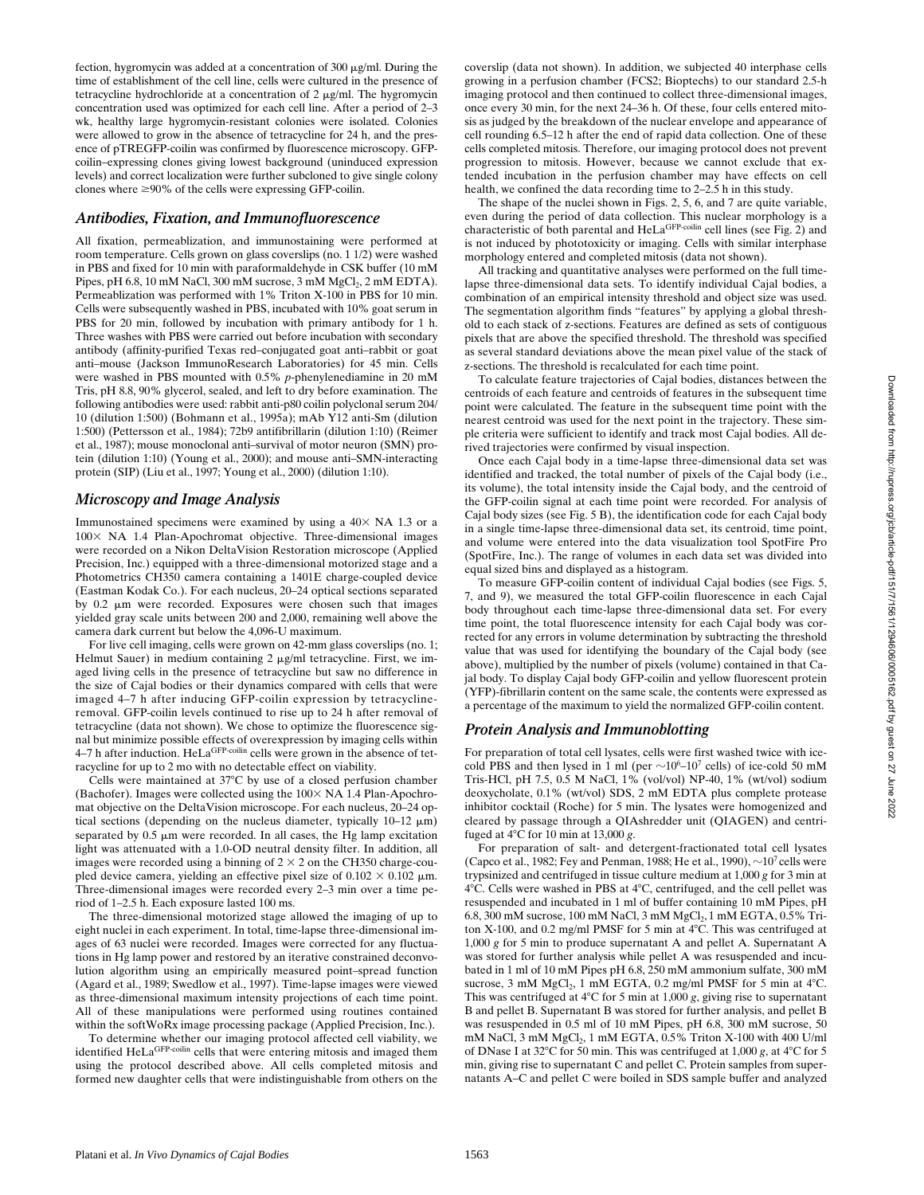fection, hygromycin was added at a concentration of 300 μg/ml. During the time of establishment of the cell line, cells were cultured in the presence of tetracycline hydrochloride at a concentration of 2 μg/ml. The hygromycin concentration used was optimized for each cell line. After a period of 2–3 wk, healthy large hygromycin-resistant colonies were isolated. Colonies were allowed to grow in the absence of tetracycline for 24 h, and the presence of pTREGFP-coilin was confirmed by fluorescence microscopy. GFP-coilin–expressing clones giving lowest background (uninduced expression levels) and correct localization were further subcloned to give single colony clones where ≥90% of the cells were expressing GFP-coilin.

## Antibodies, Fixation, and Immunofluorescence

All fixation, permeablization, and immunostaining were performed at room temperature. Cells grown on glass coverslips (no. 1 1/2) were washed in PBS and fixed for 10 min with paraformaldehyde in CSK buffer (10 mM Pipes, pH 6.8, 10 mM NaCl, 300 mM sucrose, 3 mM $MgCl_2$, 2 mM EDTA). Permeablization was performed with 1% Triton X-100 in PBS for 10 min. Cells were subsequently washed in PBS, incubated with 10% goat serum in PBS for 20 min, followed by incubation with primary antibody for 1 h. Three washes with PBS were carried out before incubation with secondary antibody (affinity-purified Texas red–conjugated goat anti–rabbit or goat anti–mouse (Jackson ImmunoResearch Laboratories) for 45 min. Cells were washed in PBS mounted with 0.5% *p*-phenylenediamine in 20 mM Tris, pH 8.8, 90% glycerol, sealed, and left to dry before examination. The following antibodies were used: rabbit anti-p80 coilin polyclonal serum 204/10 (dilution 1:500) (Bohmann et al., 1995a); mAb Y12 anti-Sm (dilution 1:500) (Pettersson et al., 1984); 72b9 antifibrillarin (dilution 1:10) (Reimer et al., 1987); mouse monoclonal anti–survival of motor neuron (SMN) protein (dilution 1:10) (Young et al., 2000); and mouse anti–SMN-interacting protein (SIP) (Liu et al., 1997; Young et al., 2000) (dilution 1:10).

## Microscopy and Image Analysis

Immunostained specimens were examined by using a 40× NA 1.3 or a 100× NA 1.4 Plan-Apochromat objective. Three-dimensional images were recorded on a Nikon DeltaVision Restoration microscope (Applied Precision, Inc.) equipped with a three-dimensional motorized stage and a Photometrics CH350 camera containing a 1401E charge-coupled device (Eastman Kodak Co.). For each nucleus, 20–24 optical sections separated by 0.2 μm were recorded. Exposures were chosen such that images yielded gray scale units between 200 and 2,000, remaining well above the camera dark current but below the 4,096-U maximum.

For live cell imaging, cells were grown on 42-mm glass coverslips (no. 1; Helmut Sauer) in medium containing 2 μg/ml tetracycline. First, we imaged living cells in the presence of tetracycline but saw no difference in the size of Cajal bodies or their dynamics compared with cells that were imaged 4–7 h after inducing GFP-coilin expression by tetracycline-removal. GFP-coilin levels continued to rise up to 24 h after removal of tetracycline (data not shown). We chose to optimize the fluorescence signal but minimize possible effects of overexpression by imaging cells within 4–7 h after induction. HeLa$^{GFP\text{-}coilin}$ cells were grown in the absence of tetracycline for up to 2 mo with no detectable effect on viability.

Cells were maintained at 37°C by use of a closed perfusion chamber (Bachofer). Images were collected using the 100× NA 1.4 Plan-Apochromat objective on the DeltaVision microscope. For each nucleus, 20–24 optical sections (depending on the nucleus diameter, typically 10–12 μm) separated by 0.5 μm were recorded. In all cases, the Hg lamp excitation light was attenuated with a 1.0-OD neutral density filter. In addition, all images were recorded using a binning of 2 × 2 on the CH350 charge-coupled device camera, yielding an effective pixel size of 0.102 × 0.102 μm. Three-dimensional images were recorded every 2–3 min over a time period of 1–2.5 h. Each exposure lasted 100 ms.

The three-dimensional motorized stage allowed the imaging of up to eight nuclei in each experiment. In total, time-lapse three-dimensional images of 63 nuclei were recorded. Images were corrected for any fluctuations in Hg lamp power and restored by an iterative constrained deconvolution algorithm using an empirically measured point–spread function (Agard et al., 1989; Swedlow et al., 1997). Time-lapse images were viewed as three-dimensional maximum intensity projections of each time point. All of these manipulations were performed using routines contained within the softWoRx image processing package (Applied Precision, Inc.).

To determine whether our imaging protocol affected cell viability, we identified HeLa$^{GFP\text{-}coilin}$ cells that were entering mitosis and imaged them using the protocol described above. All cells completed mitosis and formed new daughter cells that were indistinguishable from others on the coverslip (data not shown). In addition, we subjected 40 interphase cells growing in a perfusion chamber (FCS2; Bioptechs) to our standard 2.5-h imaging protocol and then continued to collect three-dimensional images, once every 30 min, for the next 24–36 h. Of these, four cells entered mitosis as judged by the breakdown of the nuclear envelope and appearance of cell rounding 6.5–12 h after the end of rapid data collection. One of these cells completed mitosis. Therefore, our imaging protocol does not prevent progression to mitosis. However, because we cannot exclude that extended incubation in the perfusion chamber may have effects on cell health, we confined the data recording time to 2–2.5 h in this study.

The shape of the nuclei shown in Figs. 2, 5, 6, and 7 are quite variable, even during the period of data collection. This nuclear morphology is a characteristic of both parental and HeLa$^{GFP\text{-}coilin}$ cell lines (see Fig. 2) and is not induced by phototoxicity or imaging. Cells with similar interphase morphology entered and completed mitosis (data not shown).

All tracking and quantitative analyses were performed on the full time-lapse three-dimensional data sets. To identify individual Cajal bodies, a combination of an empirical intensity threshold and object size was used. The segmentation algorithm finds "features" by applying a global threshold to each stack of z-sections. Features are defined as sets of contiguous pixels that are above the specified threshold. The threshold was specified as several standard deviations above the mean pixel value of the stack of z-sections. The threshold is recalculated for each time point.

To calculate feature trajectories of Cajal bodies, distances between the centroids of each feature and centroids of features in the subsequent time point were calculated. The feature in the subsequent time point with the nearest centroid was used for the next point in the trajectory. These simple criteria were sufficient to identify and track most Cajal bodies. All derived trajectories were confirmed by visual inspection.

Once each Cajal body in a time-lapse three-dimensional data set was identified and tracked, the total number of pixels of the Cajal body (i.e., its volume), the total intensity inside the Cajal body, and the centroid of the GFP-coilin signal at each time point were recorded. For analysis of Cajal body sizes (see Fig. 5 B), the identification code for each Cajal body in a single time-lapse three-dimensional data set, its centroid, time point, and volume were entered into the data visualization tool SpotFire Pro (SpotFire, Inc.). The range of volumes in each data set was divided into equal sized bins and displayed as a histogram.

To measure GFP-coilin content of individual Cajal bodies (see Figs. 5, 7, and 9), we measured the total GFP-coilin fluorescence in each Cajal body throughout each time-lapse three-dimensional data set. For every time point, the total fluorescence intensity for each Cajal body was corrected for any errors in volume determination by subtracting the threshold value that was used for identifying the boundary of the Cajal body (see above), multiplied by the number of pixels (volume) contained in that Cajal body. To display Cajal body GFP-coilin and yellow fluorescent protein (YFP)-fibrillarin content on the same scale, the contents were expressed as a percentage of the maximum to yield the normalized GFP-coilin content.

## Protein Analysis and Immunoblotting

For preparation of total cell lysates, cells were first washed twice with ice-cold PBS and then lysed in 1 ml (per ~$10^6$–$10^7$ cells) of ice-cold 50 mM Tris-HCl, pH 7.5, 0.5 M NaCl, 1% (vol/vol) NP-40, 1% (wt/vol) sodium deoxycholate, 0.1% (wt/vol) SDS, 2 mM EDTA plus complete protease inhibitor cocktail (Roche) for 5 min. The lysates were homogenized and cleared by passage through a QIAshredder unit (QIAGEN) and centrifuged at 4°C for 10 min at 13,000 *g*.

For preparation of salt- and detergent-fractionated total cell lysates (Capco et al., 1982; Fey and Penman, 1988; He et al., 1990), ~$10^7$ cells were trypsinized and centrifuged in tissue culture medium at 1,000 *g* for 3 min at 4°C. Cells were washed in PBS at 4°C, centrifuged, and the cell pellet was resuspended and incubated in 1 ml of buffer containing 10 mM Pipes, pH 6.8, 300 mM sucrose, 100 mM NaCl, 3 mM $MgCl_2$, 1 mM EGTA, 0.5% Triton X-100, and 0.2 mg/ml PMSF for 5 min at 4°C. This was centrifuged at 1,000 *g* for 5 min to produce supernatant A and pellet A. Supernatant A was stored for further analysis while pellet A was resuspended and incubated in 1 ml of 10 mM Pipes pH 6.8, 250 mM ammonium sulfate, 300 mM sucrose, 3 mM $MgCl_2$, 1 mM EGTA, 0.2 mg/ml PMSF for 5 min at 4°C. This was centrifuged at 4°C for 5 min at 1,000 *g*, giving rise to supernatant B and pellet B. Supernatant B was stored for further analysis, and pellet B was resuspended in 0.5 ml of 10 mM Pipes, pH 6.8, 300 mM sucrose, 50 mM NaCl, 3 mM $MgCl_2$, 1 mM EGTA, 0.5% Triton X-100 with 400 U/ml of DNase I at 32°C for 50 min. This was centrifuged at 1,000 *g*, at 4°C for 5 min, giving rise to supernatant C and pellet C. Protein samples from supernatants A–C and pellet C were boiled in SDS sample buffer and analyzed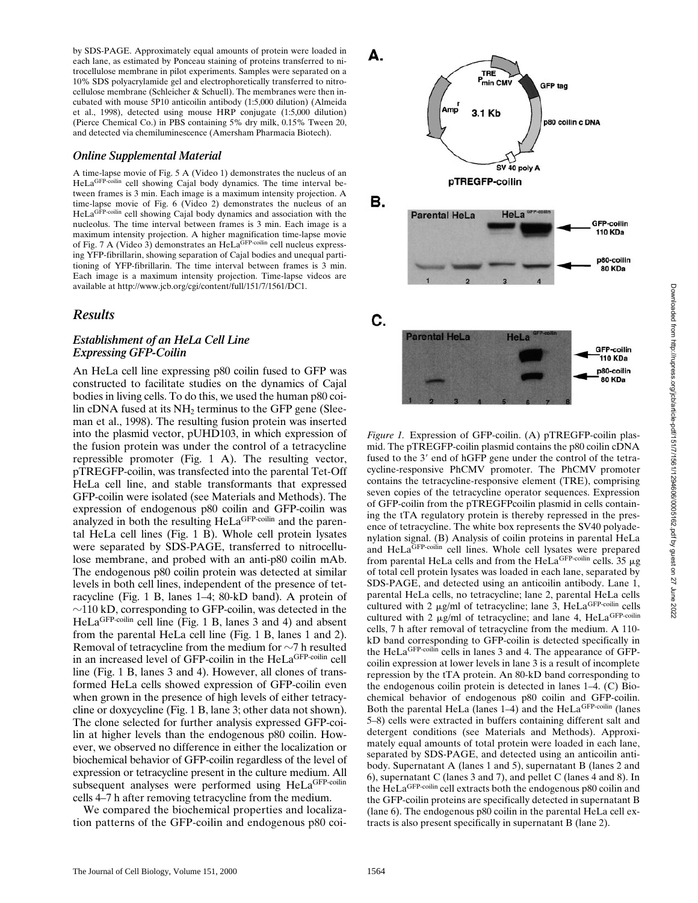by SDS-PAGE. Approximately equal amounts of protein were loaded in each lane, as estimated by Ponceau staining of proteins transferred to nitrocellulose membrane in pilot experiments. Samples were separated on a 10% SDS polyacrylamide gel and electrophoretically transferred to nitrocellulose membrane (Schleicher & Schuell). The membranes were then incubated with mouse 5P10 anticoilin antibody (1:5,000 dilution) (Almeida et al., 1998), detected using mouse HRP conjugate (1:5,000 dilution) (Pierce Chemical Co.) in PBS containing 5% dry milk, 0.15% Tween 20, and detected via chemiluminescence (Amersham Pharmacia Biotech).

### *Online Supplemental Material*

A time-lapse movie of Fig. 5 A (Video 1) demonstrates the nucleus of an HeLa$^{GFP\text{-}coilin}$ cell showing Cajal body dynamics. The time interval between frames is 3 min. Each image is a maximum intensity projection. A time-lapse movie of Fig. 6 (Video 2) demonstrates the nucleus of an HeLa$^{GFP\text{-}coilin}$ cell showing Cajal body dynamics and association with the nucleolus. The time interval between frames is 3 min. Each image is a maximum intensity projection. A higher magnification time-lapse movie of Fig. 7 A (Video 3) demonstrates an HeLa$^{GFP\text{-}coilin}$ cell nucleus expressing YFP-fibrillarin, showing separation of Cajal bodies and unequal partitioning of YFP-fibrillarin. The time interval between frames is 3 min. Each image is a maximum intensity projection. Time-lapse videos are available at http://www.jcb.org/cgi/content/full/151/7/1561/DC1.

## *Results*

### *Establishment of an HeLa Cell Line Expressing GFP-Coilin*

An HeLa cell line expressing p80 coilin fused to GFP was constructed to facilitate studies on the dynamics of Cajal bodies in living cells. To do this, we used the human p80 coilin cDNA fused at its $NH_2$ terminus to the GFP gene (Sleeman et al., 1998). The resulting fusion protein was inserted into the plasmid vector, pUHD103, in which expression of the fusion protein was under the control of a tetracycline repressible promoter (Fig. 1 A). The resulting vector, pTREGFP-coilin, was transfected into the parental Tet-Off HeLa cell line, and stable transformants that expressed GFP-coilin were isolated (see Materials and Methods). The expression of endogenous p80 coilin and GFP-coilin was analyzed in both the resulting HeLa$^{GFP\text{-}coilin}$ and the parental HeLa cell lines (Fig. 1 B). Whole cell protein lysates were separated by SDS-PAGE, transferred to nitrocellulose membrane, and probed with an anti-p80 coilin mAb. The endogenous p80 coilin protein was detected at similar levels in both cell lines, independent of the presence of tetracycline (Fig. 1 B, lanes 1–4; 80-kD band). A protein of ~110 kD, corresponding to GFP-coilin, was detected in the HeLa$^{GFP\text{-}coilin}$ cell line (Fig. 1 B, lanes 3 and 4) and absent from the parental HeLa cell line (Fig. 1 B, lanes 1 and 2). Removal of tetracycline from the medium for ~7 h resulted in an increased level of GFP-coilin in the HeLa$^{GFP\text{-}coilin}$ cell line (Fig. 1 B, lanes 3 and 4). However, all clones of transformed HeLa cells showed expression of GFP-coilin even when grown in the presence of high levels of either tetracycline or doxycycline (Fig. 1 B, lane 3; other data not shown). The clone selected for further analysis expressed GFP-coilin at higher levels than the endogenous p80 coilin. However, we observed no difference in either the localization or biochemical behavior of GFP-coilin regardless of the level of expression or tetracycline present in the culture medium. All subsequent analyses were performed using HeLa$^{GFP\text{-}coilin}$ cells 4–7 h after removing tetracycline from the medium.

We compared the biochemical properties and localization patterns of the GFP-coilin and endogenous p80 coi-

*Figure 1.* Expression of GFP-coilin. (A) pTREGFP-coilin plasmid. The pTREGFP-coilin plasmid contains the p80 coilin cDNA fused to the 3′ end of hGFP gene under the control of the tetracycline-responsive PhCMV promoter. The PhCMV promoter contains the tetracycline-responsive element (TRE), comprising seven copies of the tetracycline operator sequences. Expression of GFP-coilin from the pTREGFPcoilin plasmid in cells containing the tTA regulatory protein is thereby repressed in the presence of tetracycline. The white box represents the SV40 polyadenylation signal. (B) Analysis of coilin proteins in parental HeLa and HeLa$^{GFP\text{-}coilin}$ cell lines. Whole cell lysates were prepared from parental HeLa cells and from the HeLa$^{GFP\text{-}coilin}$ cells. 35 μg of total cell protein lysates was loaded in each lane, separated by SDS-PAGE, and detected using an anticoilin antibody. Lane 1, parental HeLa cells, no tetracycline; lane 2, parental HeLa cells cultured with 2 μg/ml of tetracycline; lane 3, HeLa$^{GFP\text{-}coilin}$ cells cultured with 2 μg/ml of tetracycline; and lane 4, HeLa$^{GFP\text{-}coilin}$ cells, 7 h after removal of tetracycline from the medium. A 110-kD band corresponding to GFP-coilin is detected specifically in the HeLa$^{GFP\text{-}coilin}$ cells in lanes 3 and 4. The appearance of GFP-coilin expression at lower levels in lane 3 is a result of incomplete repression by the tTA protein. An 80-kD band corresponding to the endogenous coilin protein is detected in lanes 1–4. (C) Biochemical behavior of endogenous p80 coilin and GFP-coilin. Both the parental HeLa (lanes 1–4) and the HeLa$^{GFP\text{-}coilin}$ (lanes 5–8) cells were extracted in buffers containing different salt and detergent conditions (see Materials and Methods). Approximately equal amounts of total protein were loaded in each lane, separated by SDS-PAGE, and detected using an anticoilin antibody. Supernatant A (lanes 1 and 5), supernatant B (lanes 2 and 6), supernatant C (lanes 3 and 7), and pellet C (lanes 4 and 8). In the HeLa$^{GFP\text{-}coilin}$ cell extracts both the endogenous p80 coilin and the GFP-coilin proteins are specifically detected in supernatant B (lane 6). The endogenous p80 coilin in the parental HeLa cell extracts is also present specifically in supernatant B (lane 2).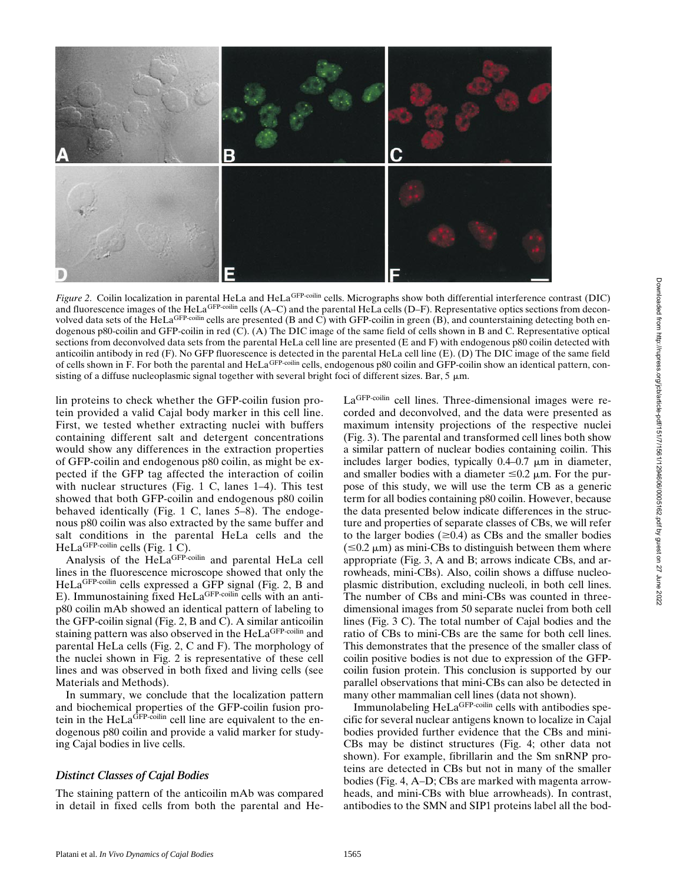*Figure 2*. Coilin localization in parental HeLa and HeLa$^{GFP\text{-}coilin}$ cells. Micrographs show both differential interference contrast (DIC) and fluorescence images of the HeLa$^{GFP\text{-}coilin}$ cells (A–C) and the parental HeLa cells (D–F). Representative optics sections from deconvolved data sets of the HeLa$^{GFP\text{-}coilin}$ cells are presented (B and C) with GFP-coilin in green (B), and counterstaining detecting both endogenous p80-coilin and GFP-coilin in red (C). (A) The DIC image of the same field of cells shown in B and C. Representative optical sections from deconvolved data sets from the parental HeLa cell line are presented (E and F) with endogenous p80 coilin detected with anticoilin antibody in red (F). No GFP fluorescence is detected in the parental HeLa cell line (E). (D) The DIC image of the same field of cells shown in F. For both the parental and HeLa$^{GFP\text{-}coilin}$ cells, endogenous p80 coilin and GFP-coilin show an identical pattern, consisting of a diffuse nucleoplasmic signal together with several bright foci of different sizes. Bar, 5 μm.

lin proteins to check whether the GFP-coilin fusion protein provided a valid Cajal body marker in this cell line. First, we tested whether extracting nuclei with buffers containing different salt and detergent concentrations would show any differences in the extraction properties of GFP-coilin and endogenous p80 coilin, as might be expected if the GFP tag affected the interaction of coilin with nuclear structures (Fig. 1 C, lanes 1–4). This test showed that both GFP-coilin and endogenous p80 coilin behaved identically (Fig. 1 C, lanes 5–8). The endogenous p80 coilin was also extracted by the same buffer and salt conditions in the parental HeLa cells and the HeLa$^{GFP\text{-}coilin}$ cells (Fig. 1 C).

Analysis of the HeLa$^{GFP\text{-}coilin}$ and parental HeLa cell lines in the fluorescence microscope showed that only the HeLa$^{GFP\text{-}coilin}$ cells expressed a GFP signal (Fig. 2, B and E). Immunostaining fixed HeLa$^{GFP\text{-}coilin}$ cells with an anti-p80 coilin mAb showed an identical pattern of labeling to the GFP-coilin signal (Fig. 2, B and C). A similar anticoilin staining pattern was also observed in the HeLa$^{GFP\text{-}coilin}$ and parental HeLa cells (Fig. 2, C and F). The morphology of the nuclei shown in Fig. 2 is representative of these cell lines and was observed in both fixed and living cells (see Materials and Methods).

In summary, we conclude that the localization pattern and biochemical properties of the GFP-coilin fusion protein in the HeLa$^{GFP\text{-}coilin}$ cell line are equivalent to the endogenous p80 coilin and provide a valid marker for studying Cajal bodies in live cells.

### *Distinct Classes of Cajal Bodies*

The staining pattern of the anticoilin mAb was compared in detail in fixed cells from both the parental and HeLa$^{GFP\text{-}coilin}$ cell lines. Three-dimensional images were recorded and deconvolved, and the data were presented as maximum intensity projections of the respective nuclei (Fig. 3). The parental and transformed cell lines both show a similar pattern of nuclear bodies containing coilin. This includes larger bodies, typically 0.4–0.7 μm in diameter, and smaller bodies with a diameter ≤0.2 μm. For the purpose of this study, we will use the term CB as a generic term for all bodies containing p80 coilin. However, because the data presented below indicate differences in the structure and properties of separate classes of CBs, we will refer to the larger bodies (≥0.4) as CBs and the smaller bodies (≤0.2 μm) as mini-CBs to distinguish between them where appropriate (Fig. 3, A and B; arrows indicate CBs, and arrowheads, mini-CBs). Also, coilin shows a diffuse nucleoplasmic distribution, excluding nucleoli, in both cell lines. The number of CBs and mini-CBs was counted in three-dimensional images from 50 separate nuclei from both cell lines (Fig. 3 C). The total number of Cajal bodies and the ratio of CBs to mini-CBs are the same for both cell lines. This demonstrates that the presence of the smaller class of coilin positive bodies is not due to expression of the GFP-coilin fusion protein. This conclusion is supported by our parallel observations that mini-CBs can also be detected in many other mammalian cell lines (data not shown).

Immunolabeling HeLa$^{GFP\text{-}coilin}$ cells with antibodies specific for several nuclear antigens known to localize in Cajal bodies provided further evidence that the CBs and mini-CBs may be distinct structures (Fig. 4; other data not shown). For example, fibrillarin and the Sm snRNP proteins are detected in CBs but not in many of the smaller bodies (Fig. 4, A–D; CBs are marked with magenta arrowheads, and mini-CBs with blue arrowheads). In contrast, antibodies to the SMN and SIP1 proteins label all the bod-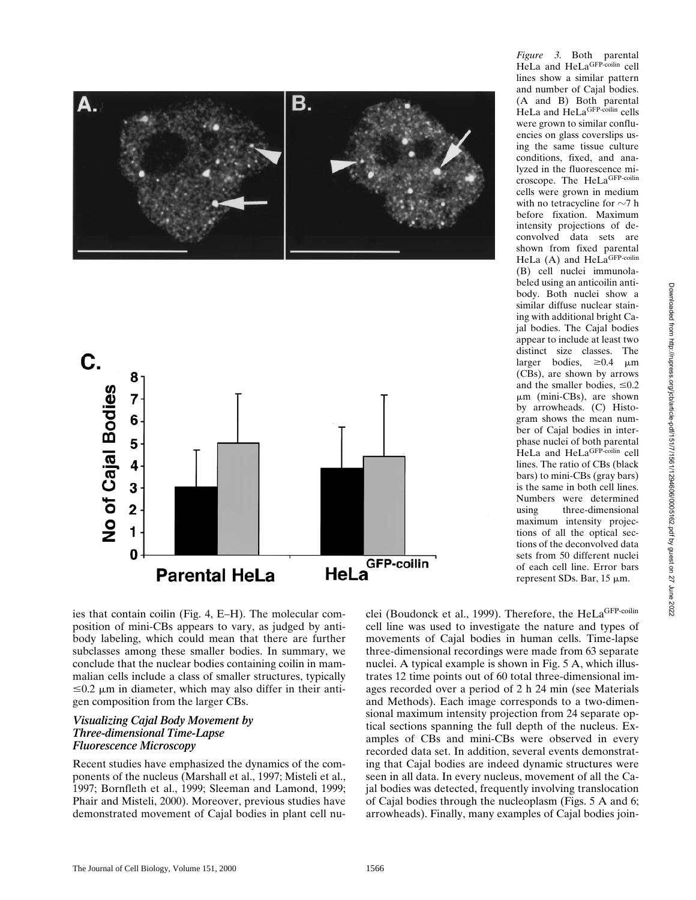*Figure 3.* Both parental HeLa and HeLa$^{GFP-coilin}$ cell lines show a similar pattern and number of Cajal bodies. (A and B) Both parental HeLa and HeLa$^{GFP-coilin}$ cells were grown to similar confluencies on glass coverslips using the same tissue culture conditions, fixed, and analyzed in the fluorescence microscope. The HeLa$^{GFP-coilin}$ cells were grown in medium with no tetracycline for ~7 h before fixation. Maximum intensity projections of deconvolved data sets are shown from fixed parental HeLa (A) and HeLa$^{GFP-coilin}$ (B) cell nuclei immunolabeled using an anticoilin antibody. Both nuclei show a similar diffuse nuclear staining with additional bright Cajal bodies. The Cajal bodies appear to include at least two distinct size classes. The larger bodies, ≥0.4 μm (CBs), are shown by arrows and the smaller bodies, ≤0.2 μm (mini-CBs), are shown by arrowheads. (C) Histogram shows the mean number of Cajal bodies in interphase nuclei of both parental HeLa and HeLa$^{GFP-coilin}$ cell lines. The ratio of CBs (black bars) to mini-CBs (gray bars) is the same in both cell lines. Numbers were determined using three-dimensional maximum intensity projections of all the optical sections of the deconvolved data sets from 50 different nuclei of each cell line. Error bars represent SDs. Bar, 15 μm.

ies that contain coilin (Fig. 4, E–H). The molecular composition of mini-CBs appears to vary, as judged by antibody labeling, which could mean that there are further subclasses among these smaller bodies. In summary, we conclude that the nuclear bodies containing coilin in mammalian cells include a class of smaller structures, typically ≤0.2 μm in diameter, which may also differ in their antigen composition from the larger CBs.

### *Visualizing Cajal Body Movement by Three-dimensional Time-Lapse Fluorescence Microscopy*

Recent studies have emphasized the dynamics of the components of the nucleus (Marshall et al., 1997; Misteli et al., 1997; Bornfleth et al., 1999; Sleeman and Lamond, 1999; Phair and Misteli, 2000). Moreover, previous studies have demonstrated movement of Cajal bodies in plant cell nuclei (Boudonck et al., 1999). Therefore, the HeLa$^{GFP-coilin}$ cell line was used to investigate the nature and types of movements of Cajal bodies in human cells. Time-lapse three-dimensional recordings were made from 63 separate nuclei. A typical example is shown in Fig. 5 A, which illustrates 12 time points out of 60 total three-dimensional images recorded over a period of 2 h 24 min (see Materials and Methods). Each image corresponds to a two-dimensional maximum intensity projection from 24 separate optical sections spanning the full depth of the nucleus. Examples of CBs and mini-CBs were observed in every recorded data set. In addition, several events demonstrating that Cajal bodies are indeed dynamic structures were seen in all data. In every nucleus, movement of all the Cajal bodies was detected, frequently involving translocation of Cajal bodies through the nucleoplasm (Figs. 5 A and 6; arrowheads). Finally, many examples of Cajal bodies join-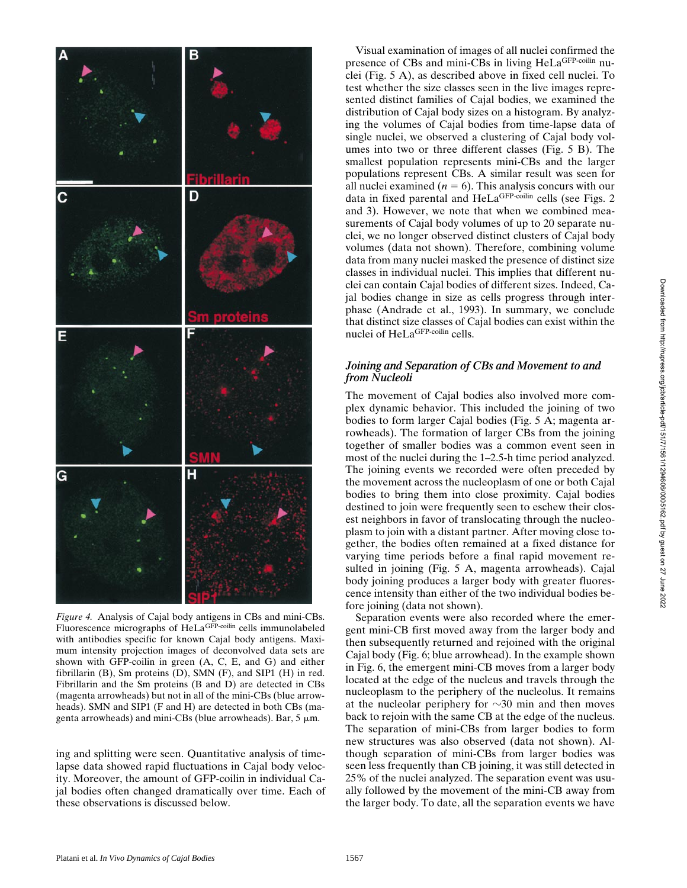*Figure 4.* Analysis of Cajal body antigens in CBs and mini-CBs. Fluorescence micrographs of HeLa$^{GFP\text{-}coilin}$ cells immunolabeled with antibodies specific for known Cajal body antigens. Maximum intensity projection images of deconvolved data sets are shown with GFP-coilin in green (A, C, E, and G) and either fibrillarin (B), Sm proteins (D), SMN (F), and SIP1 (H) in red. Fibrillarin and the Sm proteins (B and D) are detected in CBs (magenta arrowheads) but not in all of the mini-CBs (blue arrowheads). SMN and SIP1 (F and H) are detected in both CBs (magenta arrowheads) and mini-CBs (blue arrowheads). Bar, 5 μm.

ing and splitting were seen. Quantitative analysis of time-lapse data showed rapid fluctuations in Cajal body velocity. Moreover, the amount of GFP-coilin in individual Cajal bodies often changed dramatically over time. Each of these observations is discussed below.

Visual examination of images of all nuclei confirmed the presence of CBs and mini-CBs in living HeLa$^{GFP\text{-}coilin}$ nuclei (Fig. 5 A), as described above in fixed cell nuclei. To test whether the size classes seen in the live images represented distinct families of Cajal bodies, we examined the distribution of Cajal body sizes on a histogram. By analyzing the volumes of Cajal bodies from time-lapse data of single nuclei, we observed a clustering of Cajal body volumes into two or three different classes (Fig. 5 B). The smallest population represents mini-CBs and the larger populations represent CBs. A similar result was seen for all nuclei examined ($n = 6$). This analysis concurs with our data in fixed parental and HeLa$^{GFP\text{-}coilin}$ cells (see Figs. 2 and 3). However, we note that when we combined measurements of Cajal body volumes of up to 20 separate nuclei, we no longer observed distinct clusters of Cajal body volumes (data not shown). Therefore, combining volume data from many nuclei masked the presence of distinct size classes in individual nuclei. This implies that different nuclei can contain Cajal bodies of different sizes. Indeed, Cajal bodies change in size as cells progress through interphase (Andrade et al., 1993). In summary, we conclude that distinct size classes of Cajal bodies can exist within the nuclei of HeLa$^{GFP\text{-}coilin}$ cells.

### *Joining and Separation of CBs and Movement to and from Nucleoli*

The movement of Cajal bodies also involved more complex dynamic behavior. This included the joining of two bodies to form larger Cajal bodies (Fig. 5 A; magenta arrowheads). The formation of larger CBs from the joining together of smaller bodies was a common event seen in most of the nuclei during the 1–2.5-h time period analyzed. The joining events we recorded were often preceded by the movement across the nucleoplasm of one or both Cajal bodies to bring them into close proximity. Cajal bodies destined to join were frequently seen to eschew their closest neighbors in favor of translocating through the nucleoplasm to join with a distant partner. After moving close together, the bodies often remained at a fixed distance for varying time periods before a final rapid movement resulted in joining (Fig. 5 A, magenta arrowheads). Cajal body joining produces a larger body with greater fluorescence intensity than either of the two individual bodies before joining (data not shown).

Separation events were also recorded where the emergent mini-CB first moved away from the larger body and then subsequently returned and rejoined with the original Cajal body (Fig. 6; blue arrowhead). In the example shown in Fig. 6, the emergent mini-CB moves from a larger body located at the edge of the nucleus and travels through the nucleoplasm to the periphery of the nucleolus. It remains at the nucleolar periphery for ~30 min and then moves back to rejoin with the same CB at the edge of the nucleus. The separation of mini-CBs from larger bodies to form new structures was also observed (data not shown). Although separation of mini-CBs from larger bodies was seen less frequently than CB joining, it was still detected in 25% of the nuclei analyzed. The separation event was usually followed by the movement of the mini-CB away from the larger body. To date, all the separation events we have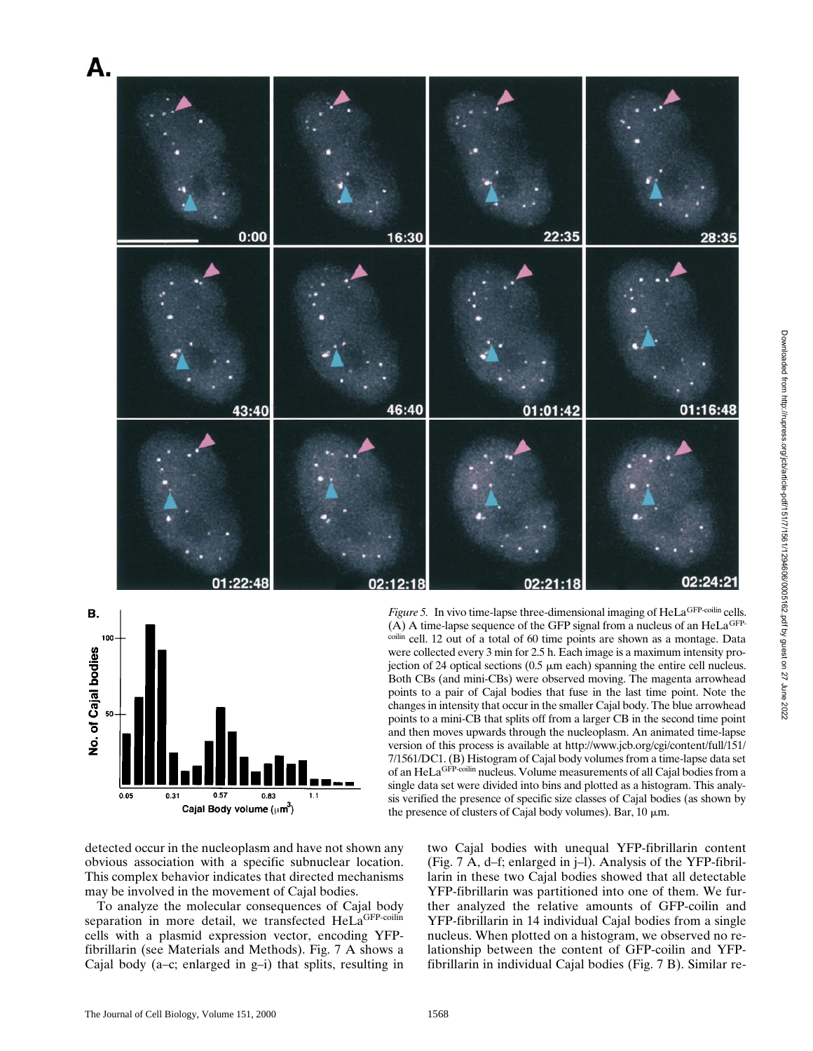*Figure 5.* In vivo time-lapse three-dimensional imaging of HeLa[GFP-coilin] cells. (A) A time-lapse sequence of the GFP signal from a nucleus of an HeLa[GFP-coilin] cell. 12 out of a total of 60 time points are shown as a montage. Data were collected every 3 min for 2.5 h. Each image is a maximum intensity projection of 24 optical sections (0.5 μm each) spanning the entire cell nucleus. Both CBs (and mini-CBs) were observed moving. The magenta arrowhead points to a pair of Cajal bodies that fuse in the last time point. Note the changes in intensity that occur in the smaller Cajal body. The blue arrowhead points to a mini-CB that splits off from a larger CB in the second time point and then moves upwards through the nucleoplasm. An animated time-lapse version of this process is available at http://www.jcb.org/cgi/content/full/151/7/1561/DC1. (B) Histogram of Cajal body volumes from a time-lapse data set of an HeLa[GFP-coilin] nucleus. Volume measurements of all Cajal bodies from a single data set were divided into bins and plotted as a histogram. This analysis verified the presence of specific size classes of Cajal bodies (as shown by the presence of clusters of Cajal body volumes). Bar, 10 μm.

detected occur in the nucleoplasm and have not shown any obvious association with a specific subnuclear location. This complex behavior indicates that directed mechanisms may be involved in the movement of Cajal bodies.

To analyze the molecular consequences of Cajal body separation in more detail, we transfected HeLa[GFP-coilin] cells with a plasmid expression vector, encoding YFP-fibrillarin (see Materials and Methods). Fig. 7 A shows a Cajal body (a–c; enlarged in g–i) that splits, resulting in two Cajal bodies with unequal YFP-fibrillarin content (Fig. 7 A, d–f; enlarged in j–l). Analysis of the YFP-fibrillarin in these two Cajal bodies showed that all detectable YFP-fibrillarin was partitioned into one of them. We further analyzed the relative amounts of GFP-coilin and YFP-fibrillarin in 14 individual Cajal bodies from a single nucleus. When plotted on a histogram, we observed no relationship between the content of GFP-coilin and YFP-fibrillarin in individual Cajal bodies (Fig. 7 B). Similar re-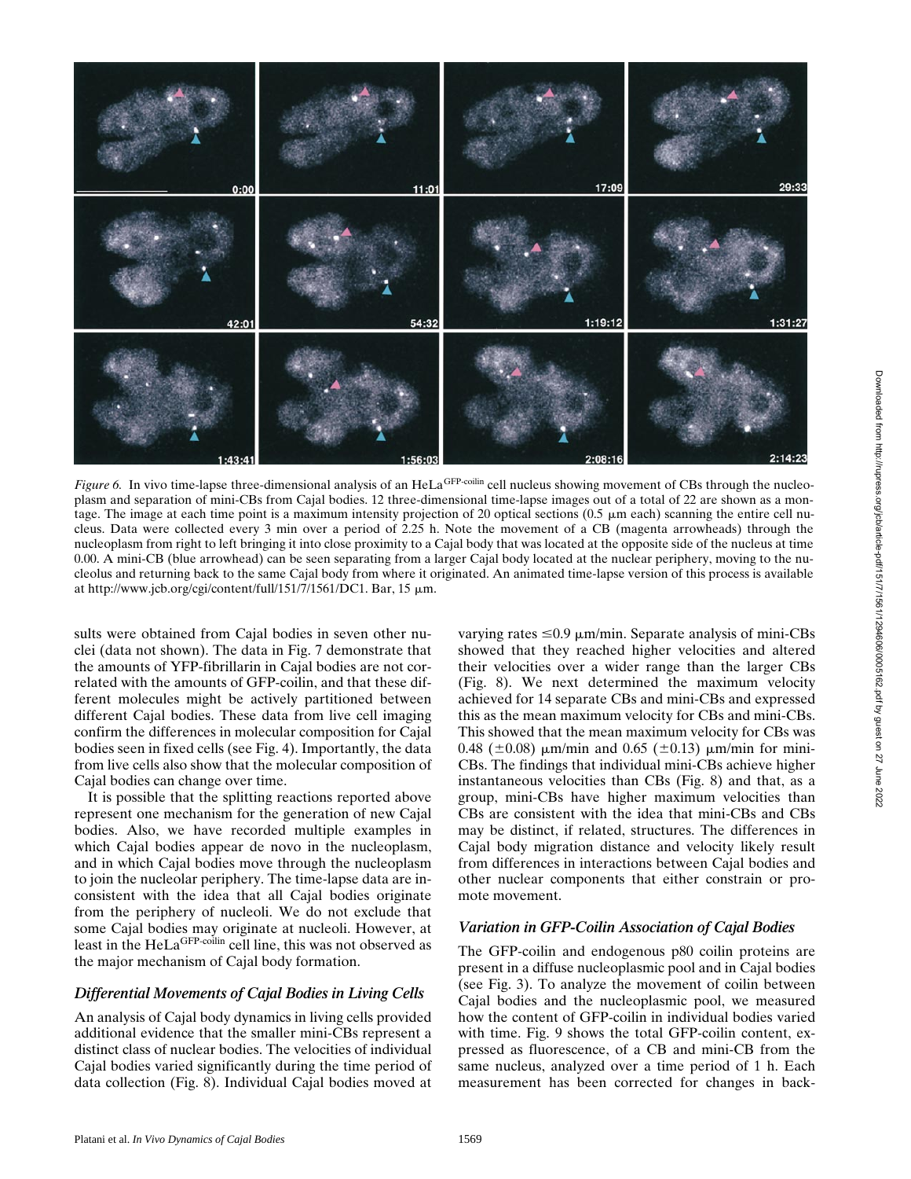*Figure 6.* In vivo time-lapse three-dimensional analysis of an HeLa$^{GFP\text{-}coilin}$ cell nucleus showing movement of CBs through the nucleoplasm and separation of mini-CBs from Cajal bodies. 12 three-dimensional time-lapse images out of a total of 22 are shown as a montage. The image at each time point is a maximum intensity projection of 20 optical sections (0.5 μm each) scanning the entire cell nucleus. Data were collected every 3 min over a period of 2.25 h. Note the movement of a CB (magenta arrowheads) through the nucleoplasm from right to left bringing it into close proximity to a Cajal body that was located at the opposite side of the nucleus at time 0.00. A mini-CB (blue arrowhead) can be seen separating from a larger Cajal body located at the nuclear periphery, moving to the nucleolus and returning back to the same Cajal body from where it originated. An animated time-lapse version of this process is available at http://www.jcb.org/cgi/content/full/151/7/1561/DC1. Bar, 15 μm.

sults were obtained from Cajal bodies in seven other nuclei (data not shown). The data in Fig. 7 demonstrate that the amounts of YFP-fibrillarin in Cajal bodies are not correlated with the amounts of GFP-coilin, and that these different molecules might be actively partitioned between different Cajal bodies. These data from live cell imaging confirm the differences in molecular composition for Cajal bodies seen in fixed cells (see Fig. 4). Importantly, the data from live cells also show that the molecular composition of Cajal bodies can change over time.

It is possible that the splitting reactions reported above represent one mechanism for the generation of new Cajal bodies. Also, we have recorded multiple examples in which Cajal bodies appear de novo in the nucleoplasm, and in which Cajal bodies move through the nucleoplasm to join the nucleolar periphery. The time-lapse data are inconsistent with the idea that all Cajal bodies originate from the periphery of nucleoli. We do not exclude that some Cajal bodies may originate at nucleoli. However, at least in the HeLa$^{GFP\text{-}coilin}$ cell line, this was not observed as the major mechanism of Cajal body formation.

### *Differential Movements of Cajal Bodies in Living Cells*

An analysis of Cajal body dynamics in living cells provided additional evidence that the smaller mini-CBs represent a distinct class of nuclear bodies. The velocities of individual Cajal bodies varied significantly during the time period of data collection (Fig. 8). Individual Cajal bodies moved at varying rates $\leq$0.9 μm/min. Separate analysis of mini-CBs showed that they reached higher velocities and altered their velocities over a wider range than the larger CBs (Fig. 8). We next determined the maximum velocity achieved for 14 separate CBs and mini-CBs and expressed this as the mean maximum velocity for CBs and mini-CBs. This showed that the mean maximum velocity for CBs was 0.48 ($\pm$0.08) μm/min and 0.65 ($\pm$0.13) μm/min for mini-CBs. The findings that individual mini-CBs achieve higher instantaneous velocities than CBs (Fig. 8) and that, as a group, mini-CBs have higher maximum velocities than CBs are consistent with the idea that mini-CBs and CBs may be distinct, if related, structures. The differences in Cajal body migration distance and velocity likely result from differences in interactions between Cajal bodies and other nuclear components that either constrain or promote movement.

### *Variation in GFP-Coilin Association of Cajal Bodies*

The GFP-coilin and endogenous p80 coilin proteins are present in a diffuse nucleoplasmic pool and in Cajal bodies (see Fig. 3). To analyze the movement of coilin between Cajal bodies and the nucleoplasmic pool, we measured how the content of GFP-coilin in individual bodies varied with time. Fig. 9 shows the total GFP-coilin content, expressed as fluorescence, of a CB and mini-CB from the same nucleus, analyzed over a time period of 1 h. Each measurement has been corrected for changes in back-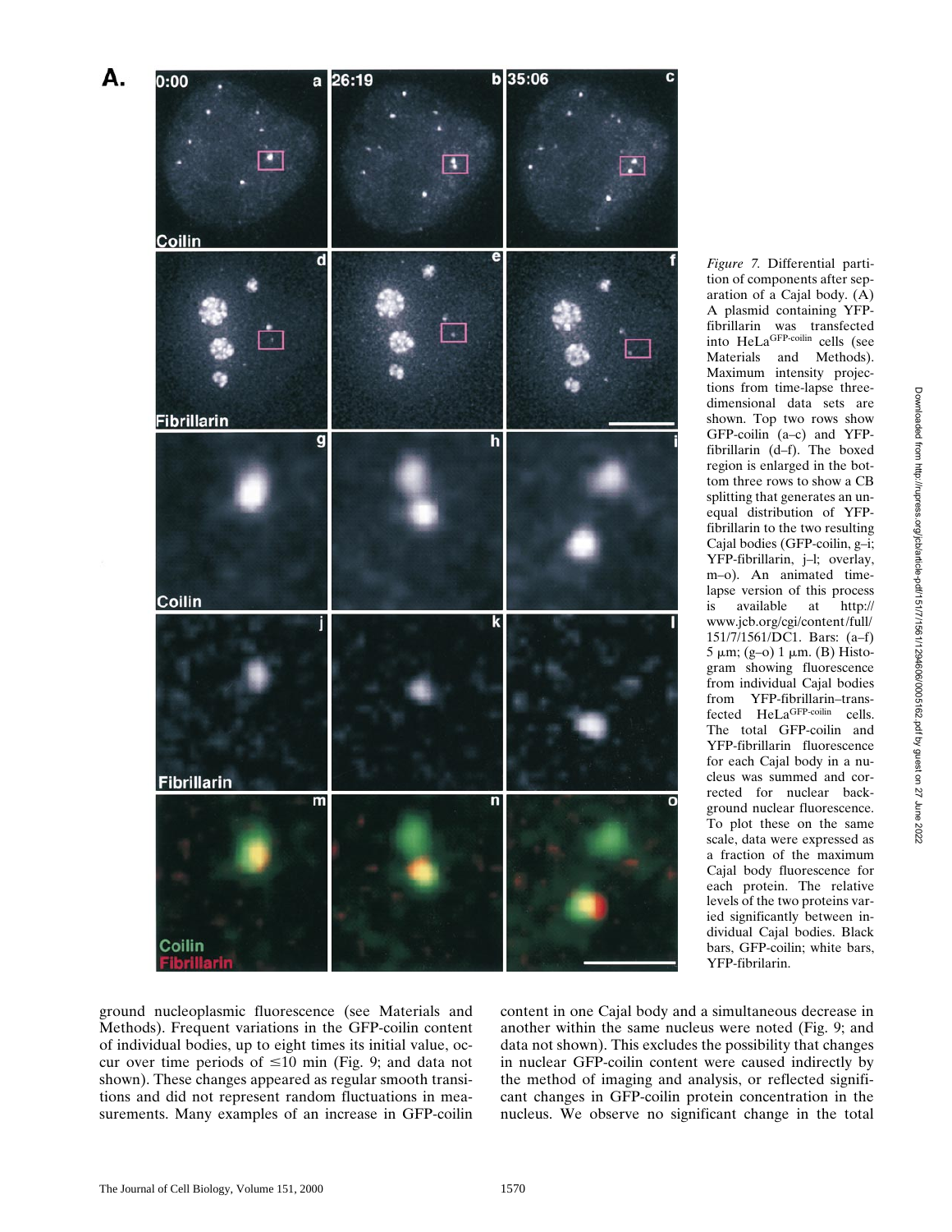*Figure 7.* Differential partition of components after separation of a Cajal body. (A) A plasmid containing YFP-fibrillarin was transfected into HeLa[GFP-coilin] cells (see Materials and Methods). Maximum intensity projections from time-lapse three-dimensional data sets are shown. Top two rows show GFP-coilin (a–c) and YFP-fibrillarin (d–f). The boxed region is enlarged in the bottom three rows to show a CB splitting that generates an unequal distribution of YFP-fibrillarin to the two resulting Cajal bodies (GFP-coilin, g–i; YFP-fibrillarin, j–l; overlay, m–o). An animated time-lapse version of this process is available at http://www.jcb.org/cgi/content/full/151/7/1561/DC1. Bars: (a–f) 5 μm; (g–o) 1 μm. (B) Histogram showing fluorescence from individual Cajal bodies from YFP-fibrillarin–transfected HeLa[GFP-coilin] cells. The total GFP-coilin and YFP-fibrillarin fluorescence for each Cajal body in a nucleus was summed and corrected for nuclear background nuclear fluorescence. To plot these on the same scale, data were expressed as a fraction of the maximum Cajal body fluorescence for each protein. The relative levels of the two proteins varied significantly between individual Cajal bodies. Black bars, GFP-coilin; white bars, YFP-fibrilarin.

ground nucleoplasmic fluorescence (see Materials and Methods). Frequent variations in the GFP-coilin content of individual bodies, up to eight times its initial value, occur over time periods of $\leq$10 min (Fig. 9; and data not shown). These changes appeared as regular smooth transitions and did not represent random fluctuations in measurements. Many examples of an increase in GFP-coilin content in one Cajal body and a simultaneous decrease in another within the same nucleus were noted (Fig. 9; and data not shown). This excludes the possibility that changes in nuclear GFP-coilin content were caused indirectly by the method of imaging and analysis, or reflected significant changes in GFP-coilin protein concentration in the nucleus. We observe no significant change in the total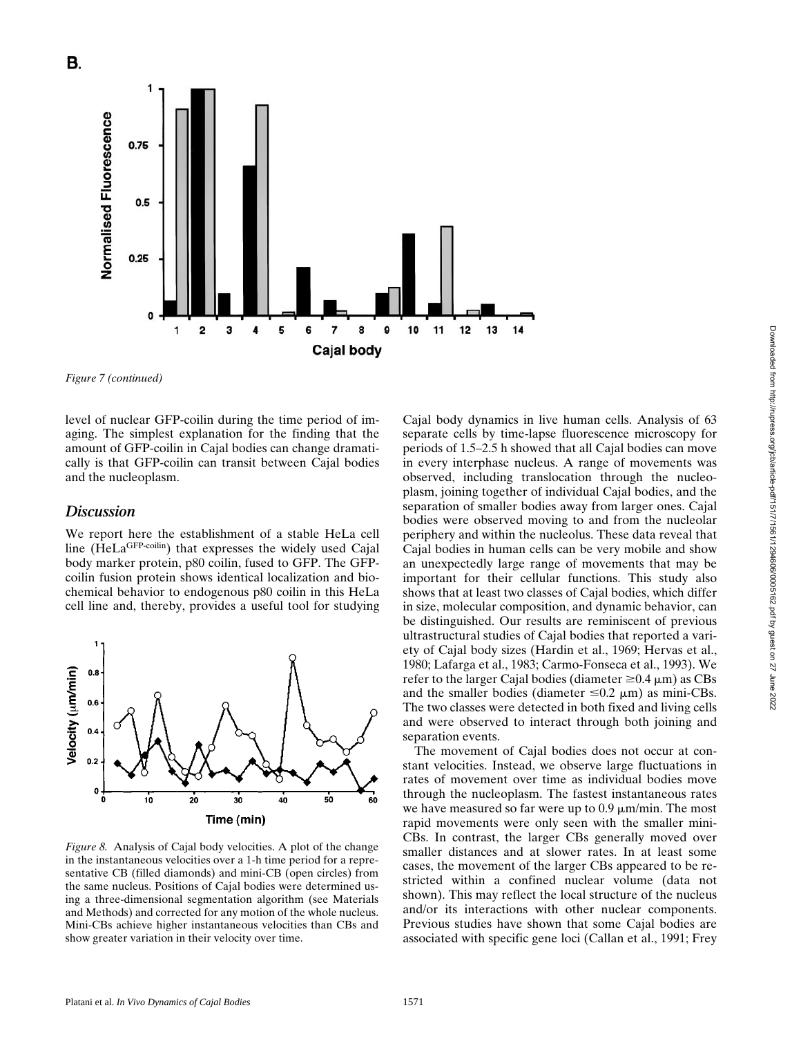Figure 7 (continued)

level of nuclear GFP-coilin during the time period of imaging. The simplest explanation for the finding that the amount of GFP-coilin in Cajal bodies can change dramatically is that GFP-coilin can transit between Cajal bodies and the nucleoplasm.

## Discussion

We report here the establishment of a stable HeLa cell line ($HeLa^{GFP\text{-}coilin}$) that expresses the widely used Cajal body marker protein, p80 coilin, fused to GFP. The GFP-coilin fusion protein shows identical localization and biochemical behavior to endogenous p80 coilin in this HeLa cell line and, thereby, provides a useful tool for studying Cajal body dynamics in live human cells. Analysis of 63 separate cells by time-lapse fluorescence microscopy for periods of 1.5–2.5 h showed that all Cajal bodies can move in every interphase nucleus. A range of movements was observed, including translocation through the nucleoplasm, joining together of individual Cajal bodies, and the separation of smaller bodies away from larger ones. Cajal bodies were observed moving to and from the nucleolar periphery and within the nucleolus. These data reveal that Cajal bodies in human cells can be very mobile and show an unexpectedly large range of movements that may be important for their cellular functions. This study also shows that at least two classes of Cajal bodies, which differ in size, molecular composition, and dynamic behavior, can be distinguished. Our results are reminiscent of previous ultrastructural studies of Cajal bodies that reported a variety of Cajal body sizes (Hardin et al., 1969; Hervas et al., 1980; Lafarga et al., 1983; Carmo-Fonseca et al., 1993). We refer to the larger Cajal bodies (diameter $\geq$0.4 μm) as CBs and the smaller bodies (diameter $\leq$0.2 μm) as mini-CBs. The two classes were detected in both fixed and living cells and were observed to interact through both joining and separation events.

*Figure 8.* Analysis of Cajal body velocities. A plot of the change in the instantaneous velocities over a 1-h time period for a representative CB (filled diamonds) and mini-CB (open circles) from the same nucleus. Positions of Cajal bodies were determined using a three-dimensional segmentation algorithm (see Materials and Methods) and corrected for any motion of the whole nucleus. Mini-CBs achieve higher instantaneous velocities than CBs and show greater variation in their velocity over time.

The movement of Cajal bodies does not occur at constant velocities. Instead, we observe large fluctuations in rates of movement over time as individual bodies move through the nucleoplasm. The fastest instantaneous rates we have measured so far were up to 0.9 μm/min. The most rapid movements were only seen with the smaller mini-CBs. In contrast, the larger CBs generally moved over smaller distances and at slower rates. In at least some cases, the movement of the larger CBs appeared to be restricted within a confined nuclear volume (data not shown). This may reflect the local structure of the nucleus and/or its interactions with other nuclear components. Previous studies have shown that some Cajal bodies are associated with specific gene loci (Callan et al., 1991; Frey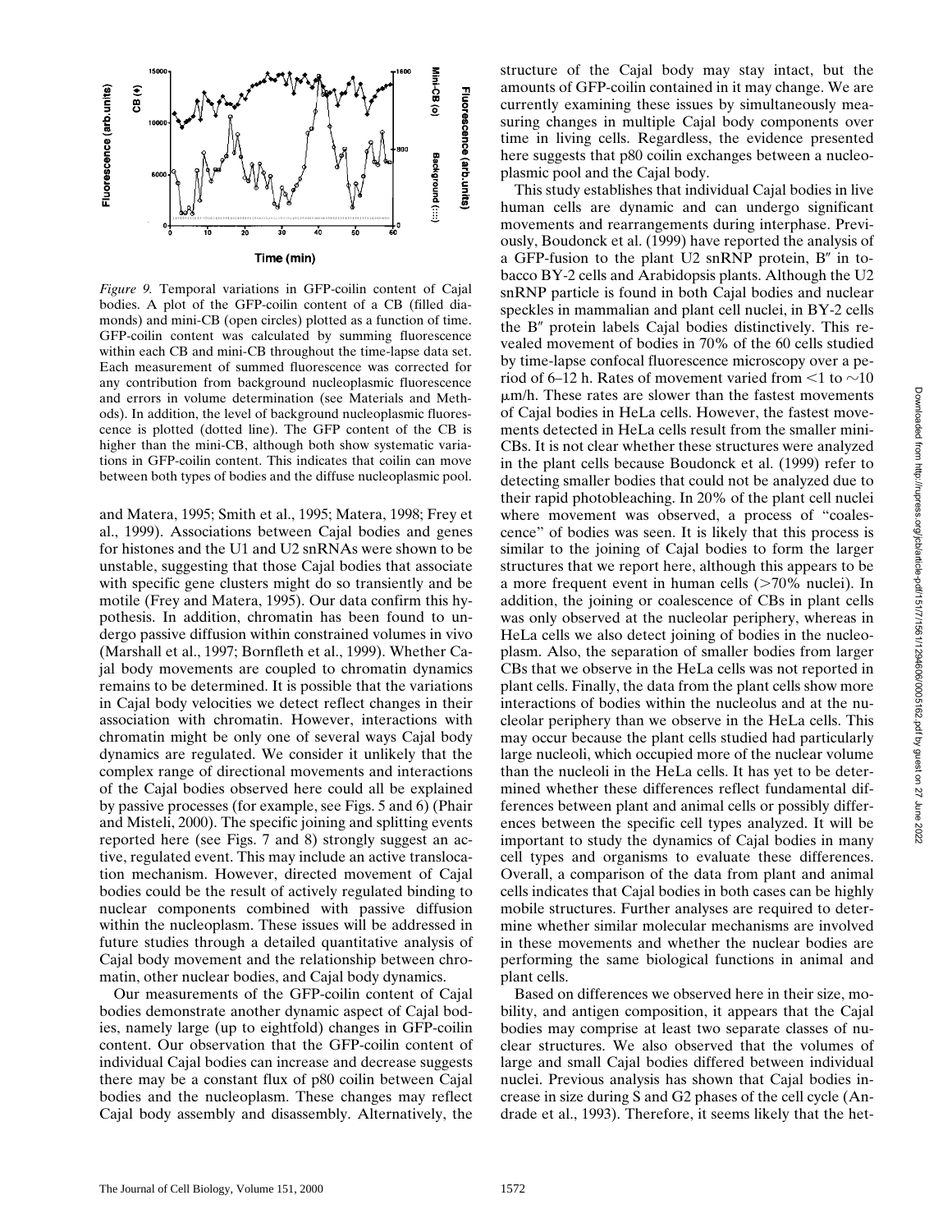*Figure 9.* Temporal variations in GFP-coilin content of Cajal bodies. A plot of the GFP-coilin content of a CB (filled diamonds) and mini-CB (open circles) plotted as a function of time. GFP-coilin content was calculated by summing fluorescence within each CB and mini-CB throughout the time-lapse data set. Each measurement of summed fluorescence was corrected for any contribution from background nucleoplasmic fluorescence and errors in volume determination (see Materials and Methods). In addition, the level of background nucleoplasmic fluorescence is plotted (dotted line). The GFP content of the CB is higher than the mini-CB, although both show systematic variations in GFP-coilin content. This indicates that coilin can move between both types of bodies and the diffuse nucleoplasmic pool.

and Matera, 1995; Smith et al., 1995; Matera, 1998; Frey et al., 1999). Associations between Cajal bodies and genes for histones and the U1 and U2 snRNAs were shown to be unstable, suggesting that those Cajal bodies that associate with specific gene clusters might do so transiently and be motile (Frey and Matera, 1995). Our data confirm this hypothesis. In addition, chromatin has been found to undergo passive diffusion within constrained volumes in vivo (Marshall et al., 1997; Bornfleth et al., 1999). Whether Cajal body movements are coupled to chromatin dynamics remains to be determined. It is possible that the variations in Cajal body velocities we detect reflect changes in their association with chromatin. However, interactions with chromatin might be only one of several ways Cajal body dynamics are regulated. We consider it unlikely that the complex range of directional movements and interactions of the Cajal bodies observed here could all be explained by passive processes (for example, see Figs. 5 and 6) (Phair and Misteli, 2000). The specific joining and splitting events reported here (see Figs. 7 and 8) strongly suggest an active, regulated event. This may include an active translocation mechanism. However, directed movement of Cajal bodies could be the result of actively regulated binding to nuclear components combined with passive diffusion within the nucleoplasm. These issues will be addressed in future studies through a detailed quantitative analysis of Cajal body movement and the relationship between chromatin, other nuclear bodies, and Cajal body dynamics.

Our measurements of the GFP-coilin content of Cajal bodies demonstrate another dynamic aspect of Cajal bodies, namely large (up to eightfold) changes in GFP-coilin content. Our observation that the GFP-coilin content of individual Cajal bodies can increase and decrease suggests there may be a constant flux of p80 coilin between Cajal bodies and the nucleoplasm. These changes may reflect Cajal body assembly and disassembly. Alternatively, the structure of the Cajal body may stay intact, but the amounts of GFP-coilin contained in it may change. We are currently examining these issues by simultaneously measuring changes in multiple Cajal body components over time in living cells. Regardless, the evidence presented here suggests that p80 coilin exchanges between a nucleoplasmic pool and the Cajal body.

This study establishes that individual Cajal bodies in live human cells are dynamic and can undergo significant movements and rearrangements during interphase. Previously, Boudonck et al. (1999) have reported the analysis of a GFP-fusion to the plant U2 snRNP protein, B″ in tobacco BY-2 cells and Arabidopsis plants. Although the U2 snRNP particle is found in both Cajal bodies and nuclear speckles in mammalian and plant cell nuclei, in BY-2 cells the B″ protein labels Cajal bodies distinctively. This revealed movement of bodies in 70% of the 60 cells studied by time-lapse confocal fluorescence microscopy over a period of 6–12 h. Rates of movement varied from <1 to ~10 μm/h. These rates are slower than the fastest movements of Cajal bodies in HeLa cells. However, the fastest movements detected in HeLa cells result from the smaller mini-CBs. It is not clear whether these structures were analyzed in the plant cells because Boudonck et al. (1999) refer to detecting smaller bodies that could not be analyzed due to their rapid photobleaching. In 20% of the plant cell nuclei where movement was observed, a process of "coalescence" of bodies was seen. It is likely that this process is similar to the joining of Cajal bodies to form the larger structures that we report here, although this appears to be a more frequent event in human cells (>70% nuclei). In addition, the joining or coalescence of CBs in plant cells was only observed at the nucleolar periphery, whereas in HeLa cells we also detect joining of bodies in the nucleoplasm. Also, the separation of smaller bodies from larger CBs that we observe in the HeLa cells was not reported in plant cells. Finally, the data from the plant cells show more interactions of bodies within the nucleolus and at the nucleolar periphery than we observe in the HeLa cells. This may occur because the plant cells studied had particularly large nucleoli, which occupied more of the nuclear volume than the nucleoli in the HeLa cells. It has yet to be determined whether these differences reflect fundamental differences between plant and animal cells or possibly differences between the specific cell types analyzed. It will be important to study the dynamics of Cajal bodies in many cell types and organisms to evaluate these differences. Overall, a comparison of the data from plant and animal cells indicates that Cajal bodies in both cases can be highly mobile structures. Further analyses are required to determine whether similar molecular mechanisms are involved in these movements and whether the nuclear bodies are performing the same biological functions in animal and plant cells.

Based on differences we observed here in their size, mobility, and antigen composition, it appears that the Cajal bodies may comprise at least two separate classes of nuclear structures. We also observed that the volumes of large and small Cajal bodies differed between individual nuclei. Previous analysis has shown that Cajal bodies increase in size during S and G2 phases of the cell cycle (Andrade et al., 1993). Therefore, it seems likely that the het-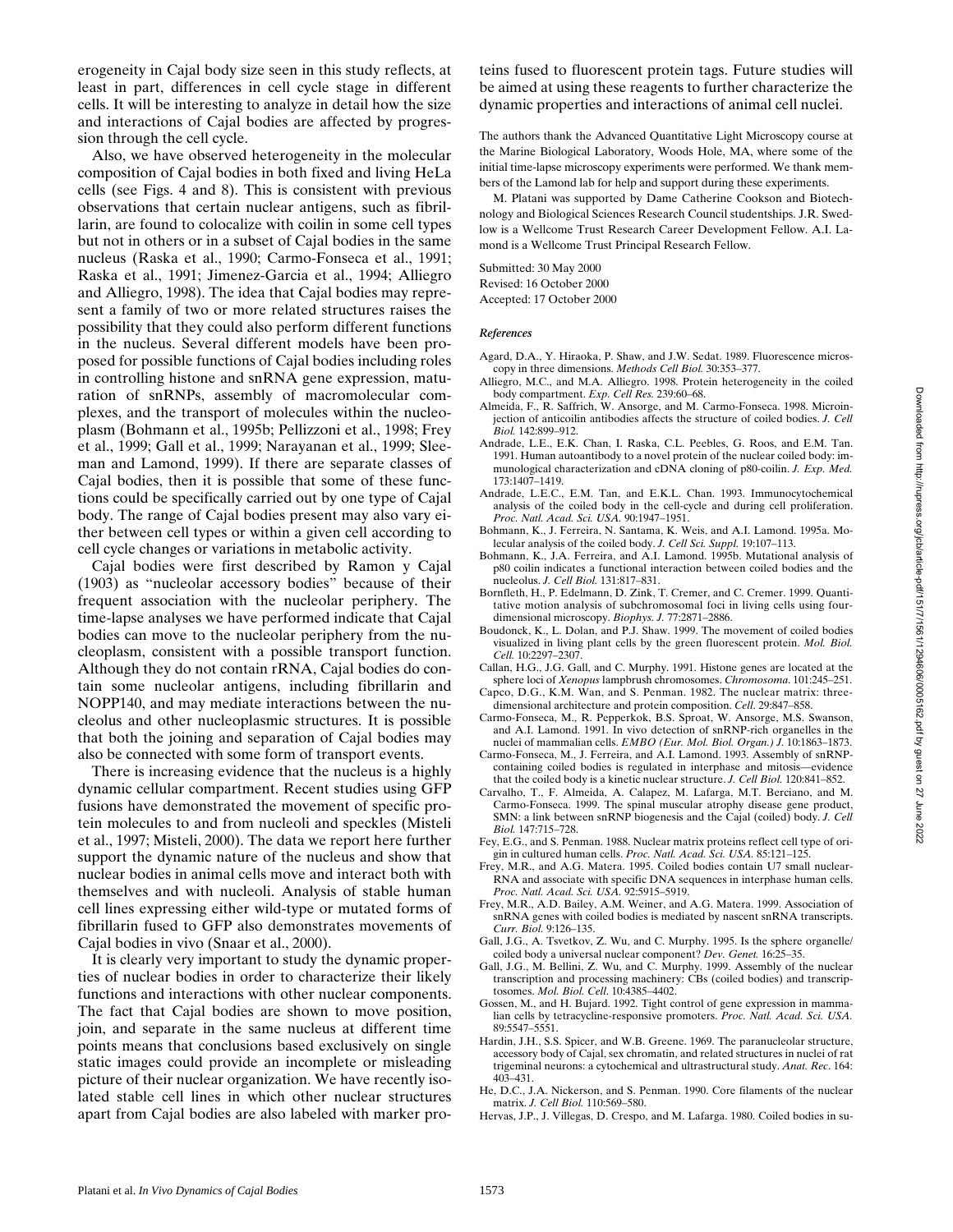erogeneity in Cajal body size seen in this study reflects, at least in part, differences in cell cycle stage in different cells. It will be interesting to analyze in detail how the size and interactions of Cajal bodies are affected by progression through the cell cycle.

Also, we have observed heterogeneity in the molecular composition of Cajal bodies in both fixed and living HeLa cells (see Figs. 4 and 8). This is consistent with previous observations that certain nuclear antigens, such as fibrillarin, are found to colocalize with coilin in some cell types but not in others or in a subset of Cajal bodies in the same nucleus (Raska et al., 1990; Carmo-Fonseca et al., 1991; Raska et al., 1991; Jimenez-Garcia et al., 1994; Alliegro and Alliegro, 1998). The idea that Cajal bodies may represent a family of two or more related structures raises the possibility that they could also perform different functions in the nucleus. Several different models have been proposed for possible functions of Cajal bodies including roles in controlling histone and snRNA gene expression, maturation of snRNPs, assembly of macromolecular complexes, and the transport of molecules within the nucleoplasm (Bohmann et al., 1995b; Pellizzoni et al., 1998; Frey et al., 1999; Gall et al., 1999; Narayanan et al., 1999; Sleeman and Lamond, 1999). If there are separate classes of Cajal bodies, then it is possible that some of these functions could be specifically carried out by one type of Cajal body. The range of Cajal bodies present may also vary either between cell types or within a given cell according to cell cycle changes or variations in metabolic activity.

Cajal bodies were first described by Ramon y Cajal (1903) as "nucleolar accessory bodies" because of their frequent association with the nucleolar periphery. The time-lapse analyses we have performed indicate that Cajal bodies can move to the nucleolar periphery from the nucleoplasm, consistent with a possible transport function. Although they do not contain rRNA, Cajal bodies do contain some nucleolar antigens, including fibrillarin and NOPP140, and may mediate interactions between the nucleolus and other nucleoplasmic structures. It is possible that both the joining and separation of Cajal bodies may also be connected with some form of transport events.

There is increasing evidence that the nucleus is a highly dynamic cellular compartment. Recent studies using GFP fusions have demonstrated the movement of specific protein molecules to and from nucleoli and speckles (Misteli et al., 1997; Misteli, 2000). The data we report here further support the dynamic nature of the nucleus and show that nuclear bodies in animal cells move and interact both with themselves and with nucleoli. Analysis of stable human cell lines expressing either wild-type or mutated forms of fibrillarin fused to GFP also demonstrates movements of Cajal bodies in vivo (Snaar et al., 2000).

It is clearly very important to study the dynamic properties of nuclear bodies in order to characterize their likely functions and interactions with other nuclear components. The fact that Cajal bodies are shown to move position, join, and separate in the same nucleus at different time points means that conclusions based exclusively on single static images could provide an incomplete or misleading picture of their nuclear organization. We have recently isolated stable cell lines in which other nuclear structures apart from Cajal bodies are also labeled with marker proteins fused to fluorescent protein tags. Future studies will be aimed at using these reagents to further characterize the dynamic properties and interactions of animal cell nuclei.

The authors thank the Advanced Quantitative Light Microscopy course at the Marine Biological Laboratory, Woods Hole, MA, where some of the initial time-lapse microscopy experiments were performed. We thank members of the Lamond lab for help and support during these experiments.

M. Platani was supported by Dame Catherine Cookson and Biotechnology and Biological Sciences Research Council studentships. J.R. Swedlow is a Wellcome Trust Research Career Development Fellow. A.I. Lamond is a Wellcome Trust Principal Research Fellow.

Submitted: 30 May 2000
Revised: 16 October 2000
Accepted: 17 October 2000

### *References*

Agard, D.A., Y. Hiraoka, P. Shaw, and J.W. Sedat. 1989. Fluorescence microscopy in three dimensions. *Methods Cell Biol.* 30:353–377.

Alliegro, M.C., and M.A. Alliegro. 1998. Protein heterogeneity in the coiled body compartment. *Exp. Cell Res.* 239:60–68.

Almeida, F., R. Saffrich, W. Ansorge, and M. Carmo-Fonseca. 1998. Microinjection of anticoilin antibodies affects the structure of coiled bodies. *J. Cell Biol.* 142:899–912.

Andrade, L.E., E.K. Chan, I. Raska, C.L. Peebles, G. Roos, and E.M. Tan. 1991. Human autoantibody to a novel protein of the nuclear coiled body: immunological characterization and cDNA cloning of p80-coilin. *J. Exp. Med.* 173:1407–1419.

Andrade, L.E.C., E.M. Tan, and E.K.L. Chan. 1993. Immunocytochemical analysis of the coiled body in the cell-cycle and during cell proliferation. *Proc. Natl. Acad. Sci. USA.* 90:1947–1951.

Bohmann, K., J. Ferreira, N. Santama, K. Weis, and A.I. Lamond. 1995a. Molecular analysis of the coiled body. *J. Cell Sci. Suppl.* 19:107–113.

Bohmann, K., J.A. Ferreira, and A.I. Lamond. 1995b. Mutational analysis of p80 coilin indicates a functional interaction between coiled bodies and the nucleolus. *J. Cell Biol.* 131:817–831.

Bornfleth, H., P. Edelmann, D. Zink, T. Cremer, and C. Cremer. 1999. Quantitative motion analysis of subchromosomal foci in living cells using four-dimensional microscopy. *Biophys. J.* 77:2871–2886.

Boudonck, K., L. Dolan, and P.J. Shaw. 1999. The movement of coiled bodies visualized in living plant cells by the green fluorescent protein. *Mol. Biol. Cell.* 10:2297–2307.

Callan, H.G., J.G. Gall, and C. Murphy. 1991. Histone genes are located at the sphere loci of *Xenopus* lampbrush chromosomes. *Chromosoma.* 101:245–251.

Capco, D.G., K.M. Wan, and S. Penman. 1982. The nuclear matrix: three-dimensional architecture and protein composition. *Cell.* 29:847–858.

Carmo-Fonseca, M., R. Pepperkok, B.S. Sproat, W. Ansorge, M.S. Swanson, and A.I. Lamond. 1991. In vivo detection of snRNP-rich organelles in the nuclei of mammalian cells. *EMBO (Eur. Mol. Biol. Organ.) J.* 10:1863–1873.

Carmo-Fonseca, M., J. Ferreira, and A.I. Lamond. 1993. Assembly of snRNP-containing coiled bodies is regulated in interphase and mitosis—evidence that the coiled body is a kinetic nuclear structure. *J. Cell Biol.* 120:841–852.

Carvalho, T., F. Almeida, A. Calapez, M. Lafarga, M.T. Berciano, and M. Carmo-Fonseca. 1999. The spinal muscular atrophy disease gene product, SMN: a link between snRNP biogenesis and the Cajal (coiled) body. *J. Cell Biol.* 147:715–728.

Fey, E.G., and S. Penman. 1988. Nuclear matrix proteins reflect cell type of origin in cultured human cells. *Proc. Natl. Acad. Sci. USA.* 85:121–125.

Frey, M.R., and A.G. Matera. 1995. Coiled bodies contain U7 small nuclear-RNA and associate with specific DNA sequences in interphase human cells. *Proc. Natl. Acad. Sci. USA.* 92:5915–5919.

Frey, M.R., A.D. Bailey, A.M. Weiner, and A.G. Matera. 1999. Association of snRNA genes with coiled bodies is mediated by nascent snRNA transcripts. *Curr. Biol.* 9:126–135.

Gall, J.G., A. Tsvetkov, Z. Wu, and C. Murphy. 1995. Is the sphere organelle/coiled body a universal nuclear component? *Dev. Genet.* 16:25–35.

Gall, J.G., M. Bellini, Z. Wu, and C. Murphy. 1999. Assembly of the nuclear transcription and processing machinery: CBs (coiled bodies) and transcriptosomes. *Mol. Biol. Cell.* 10:4385–4402.

Gossen, M., and H. Bujard. 1992. Tight control of gene expression in mammalian cells by tetracycline-responsive promoters. *Proc. Natl. Acad. Sci. USA.* 89:5547–5551.

Hardin, J.H., S.S. Spicer, and W.B. Greene. 1969. The paranucleolar structure, accessory body of Cajal, sex chromatin, and related structures in nuclei of rat trigeminal neurons: a cytochemical and ultrastructural study. *Anat. Rec.* 164: 403–431.

He, D.C., J.A. Nickerson, and S. Penman. 1990. Core filaments of the nuclear matrix. *J. Cell Biol.* 110:569–580.

Hervas, J.P., J. Villegas, D. Crespo, and M. Lafarga. 1980. Coiled bodies in su-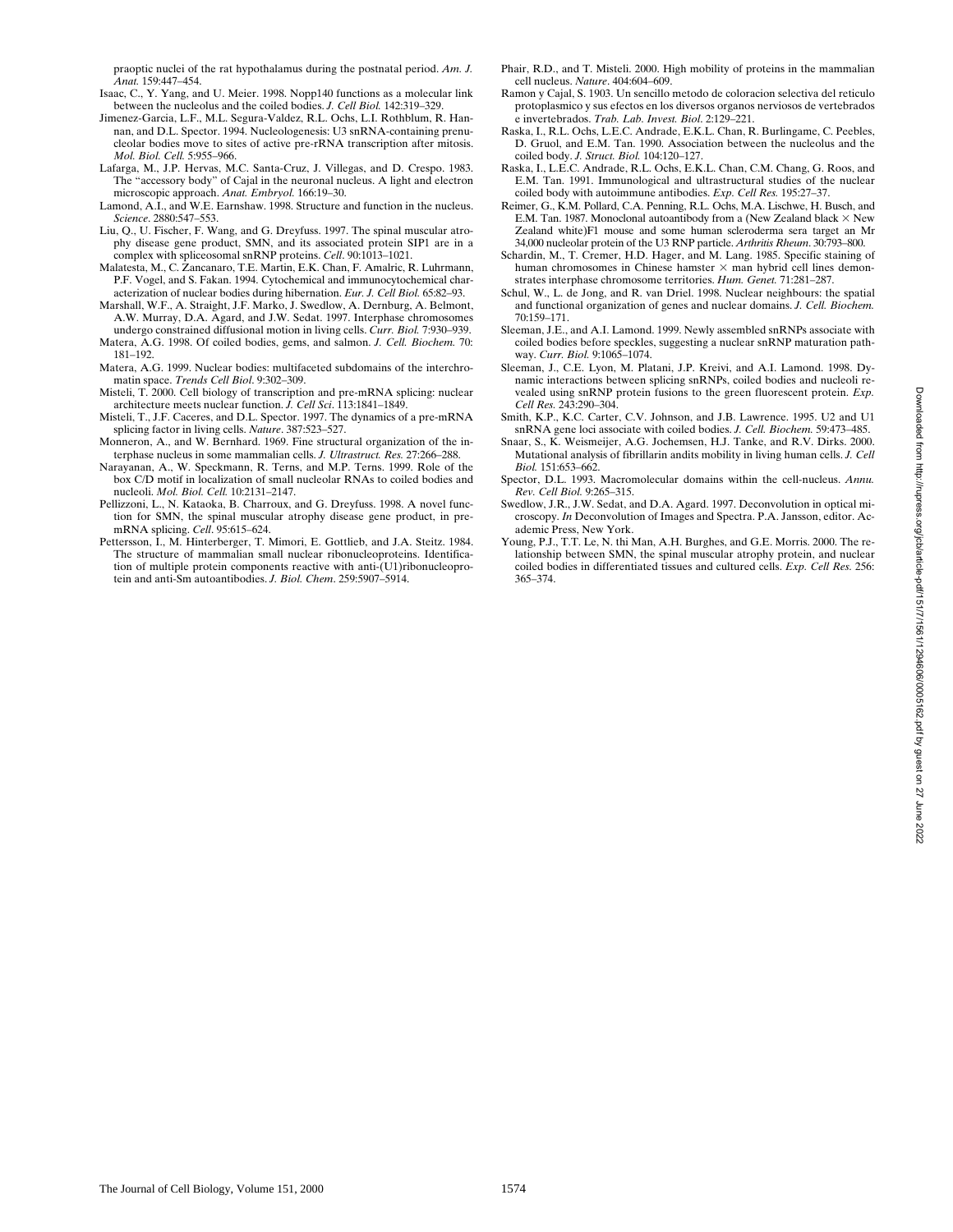praoptic nuclei of the rat hypothalamus during the postnatal period. *Am. J. Anat.* 159:447–454.

Isaac, C., Y. Yang, and U. Meier. 1998. Nopp140 functions as a molecular link between the nucleolus and the coiled bodies. *J. Cell Biol.* 142:319–329.

Jimenez-Garcia, L.F., M.L. Segura-Valdez, R.L. Ochs, L.I. Rothblum, R. Hannan, and D.L. Spector. 1994. Nucleologenesis: U3 snRNA-containing prenucleolar bodies move to sites of active pre-rRNA transcription after mitosis. *Mol. Biol. Cell.* 5:955–966.

Lafarga, M., J.P. Hervas, M.C. Santa-Cruz, J. Villegas, and D. Crespo. 1983. The "accessory body" of Cajal in the neuronal nucleus. A light and electron microscopic approach. *Anat. Embryol.* 166:19–30.

Lamond, A.I., and W.E. Earnshaw. 1998. Structure and function in the nucleus. *Science*. 2880:547–553.

Liu, Q., U. Fischer, F. Wang, and G. Dreyfuss. 1997. The spinal muscular atrophy disease gene product, SMN, and its associated protein SIP1 are in a complex with spliceosomal snRNP proteins. *Cell*. 90:1013–1021.

Malatesta, M., C. Zancanaro, T.E. Martin, E.K. Chan, F. Amalric, R. Luhrmann, P.F. Vogel, and S. Fakan. 1994. Cytochemical and immunocytochemical characterization of nuclear bodies during hibernation. *Eur. J. Cell Biol.* 65:82–93.

Marshall, W.F., A. Straight, J.F. Marko, J. Swedlow, A. Dernburg, A. Belmont, A.W. Murray, D.A. Agard, and J.W. Sedat. 1997. Interphase chromosomes undergo constrained diffusional motion in living cells. *Curr. Biol.* 7:930–939.

Matera, A.G. 1998. Of coiled bodies, gems, and salmon. *J. Cell. Biochem.* 70: 181–192.

Matera, A.G. 1999. Nuclear bodies: multifaceted subdomains of the interchromatin space. *Trends Cell Biol*. 9:302–309.

Misteli, T. 2000. Cell biology of transcription and pre-mRNA splicing: nuclear architecture meets nuclear function. *J. Cell Sci*. 113:1841–1849.

Misteli, T., J.F. Caceres, and D.L. Spector. 1997. The dynamics of a pre-mRNA splicing factor in living cells. *Nature*. 387:523–527.

Monneron, A., and W. Bernhard. 1969. Fine structural organization of the interphase nucleus in some mammalian cells. *J. Ultrastruct. Res.* 27:266–288.

Narayanan, A., W. Speckmann, R. Terns, and M.P. Terns. 1999. Role of the box C/D motif in localization of small nucleolar RNAs to coiled bodies and nucleoli. *Mol. Biol. Cell.* 10:2131–2147.

Pellizzoni, L., N. Kataoka, B. Charroux, and G. Dreyfuss. 1998. A novel function for SMN, the spinal muscular atrophy disease gene product, in pre-mRNA splicing. *Cell*. 95:615–624.

Pettersson, I., M. Hinterberger, T. Mimori, E. Gottlieb, and J.A. Steitz. 1984. The structure of mammalian small nuclear ribonucleoproteins. Identification of multiple protein components reactive with anti-(U1)ribonucleoprotein and anti-Sm autoantibodies. *J. Biol. Chem*. 259:5907–5914.

Phair, R.D., and T. Misteli. 2000. High mobility of proteins in the mammalian cell nucleus. *Nature*. 404:604–609.

Ramon y Cajal, S. 1903. Un sencillo metodo de coloracion selectiva del reticulo protoplasmico y sus efectos en los diversos organos nerviosos de vertebrados e invertebrados. *Trab. Lab. Invest. Biol*. 2:129–221.

Raska, I., R.L. Ochs, L.E.C. Andrade, E.K.L. Chan, R. Burlingame, C. Peebles, D. Gruol, and E.M. Tan. 1990. Association between the nucleolus and the coiled body. *J. Struct. Biol.* 104:120–127.

Raska, I., L.E.C. Andrade, R.L. Ochs, E.K.L. Chan, C.M. Chang, G. Roos, and E.M. Tan. 1991. Immunological and ultrastructural studies of the nuclear coiled body with autoimmune antibodies. *Exp. Cell Res.* 195:27–37.

Reimer, G., K.M. Pollard, C.A. Penning, R.L. Ochs, M.A. Lischwe, H. Busch, and E.M. Tan. 1987. Monoclonal autoantibody from a (New Zealand black × New Zealand white)F1 mouse and some human scleroderma sera target an Mr 34,000 nucleolar protein of the U3 RNP particle. *Arthritis Rheum*. 30:793–800.

Schardin, M., T. Cremer, H.D. Hager, and M. Lang. 1985. Specific staining of human chromosomes in Chinese hamster × man hybrid cell lines demonstrates interphase chromosome territories. *Hum. Genet.* 71:281–287.

Schul, W., L. de Jong, and R. van Driel. 1998. Nuclear neighbours: the spatial and functional organization of genes and nuclear domains. *J. Cell. Biochem.* 70:159–171.

Sleeman, J.E., and A.I. Lamond. 1999. Newly assembled snRNPs associate with coiled bodies before speckles, suggesting a nuclear snRNP maturation pathway. *Curr. Biol.* 9:1065–1074.

Sleeman, J., C.E. Lyon, M. Platani, J.P. Kreivi, and A.I. Lamond. 1998. Dynamic interactions between splicing snRNPs, coiled bodies and nucleoli revealed using snRNP protein fusions to the green fluorescent protein. *Exp. Cell Res.* 243:290–304.

Smith, K.P., K.C. Carter, C.V. Johnson, and J.B. Lawrence. 1995. U2 and U1 snRNA gene loci associate with coiled bodies. *J. Cell. Biochem.* 59:473–485.

Snaar, S., K. Weismeijer, A.G. Jochemsen, H.J. Tanke, and R.V. Dirks. 2000. Mutational analysis of fibrillarin andits mobility in living human cells. *J. Cell Biol.* 151:653–662.

Spector, D.L. 1993. Macromolecular domains within the cell-nucleus. *Annu. Rev. Cell Biol.* 9:265–315.

Swedlow, J.R., J.W. Sedat, and D.A. Agard. 1997. Deconvolution in optical microscopy. *In* Deconvolution of Images and Spectra. P.A. Jansson, editor. Academic Press, New York.

Young, P.J., T.T. Le, N. thi Man, A.H. Burghes, and G.E. Morris. 2000. The relationship between SMN, the spinal muscular atrophy protein, and nuclear coiled bodies in differentiated tissues and cultured cells. *Exp. Cell Res.* 256: 365–374.